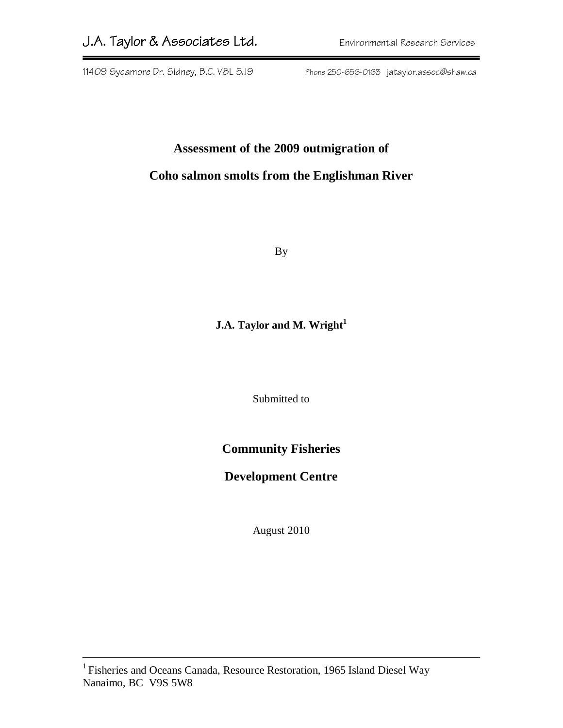J.A. Taylor & Associates Ltd. Environmental Research Services

11409 Sycamore Dr. Sidney, B.C. V8L 5J9 Phone 250-656-0163 jataylor.assoc@shaw.ca

# Assessment of the 2009 outmigration of

# Coho salmon smolts from the Englishman River

By

**J.A. Taylor and M. Wright[1]**

Submitted to

## Community Fisheries

## Development Centre

August 2010

[1] Fisheries and Oceans Canada, Resource Restoration, 1965 Island Diesel Way Nanaimo, BC V9S 5W8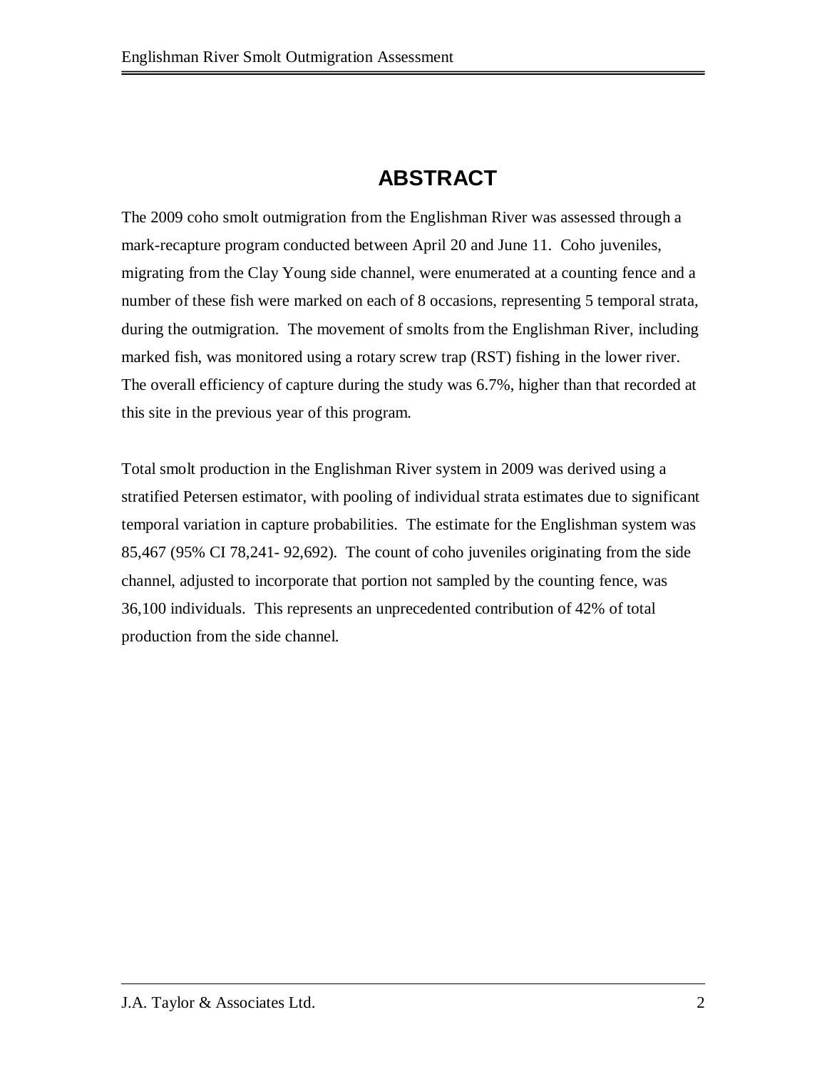# ABSTRACT

The 2009 coho smolt outmigration from the Englishman River was assessed through a mark-recapture program conducted between April 20 and June 11. Coho juveniles, migrating from the Clay Young side channel, were enumerated at a counting fence and a number of these fish were marked on each of 8 occasions, representing 5 temporal strata, during the outmigration. The movement of smolts from the Englishman River, including marked fish, was monitored using a rotary screw trap (RST) fishing in the lower river. The overall efficiency of capture during the study was 6.7%, higher than that recorded at this site in the previous year of this program.

Total smolt production in the Englishman River system in 2009 was derived using a stratified Petersen estimator, with pooling of individual strata estimates due to significant temporal variation in capture probabilities. The estimate for the Englishman system was 85,467 (95% CI 78,241- 92,692). The count of coho juveniles originating from the side channel, adjusted to incorporate that portion not sampled by the counting fence, was 36,100 individuals. This represents an unprecedented contribution of 42% of total production from the side channel.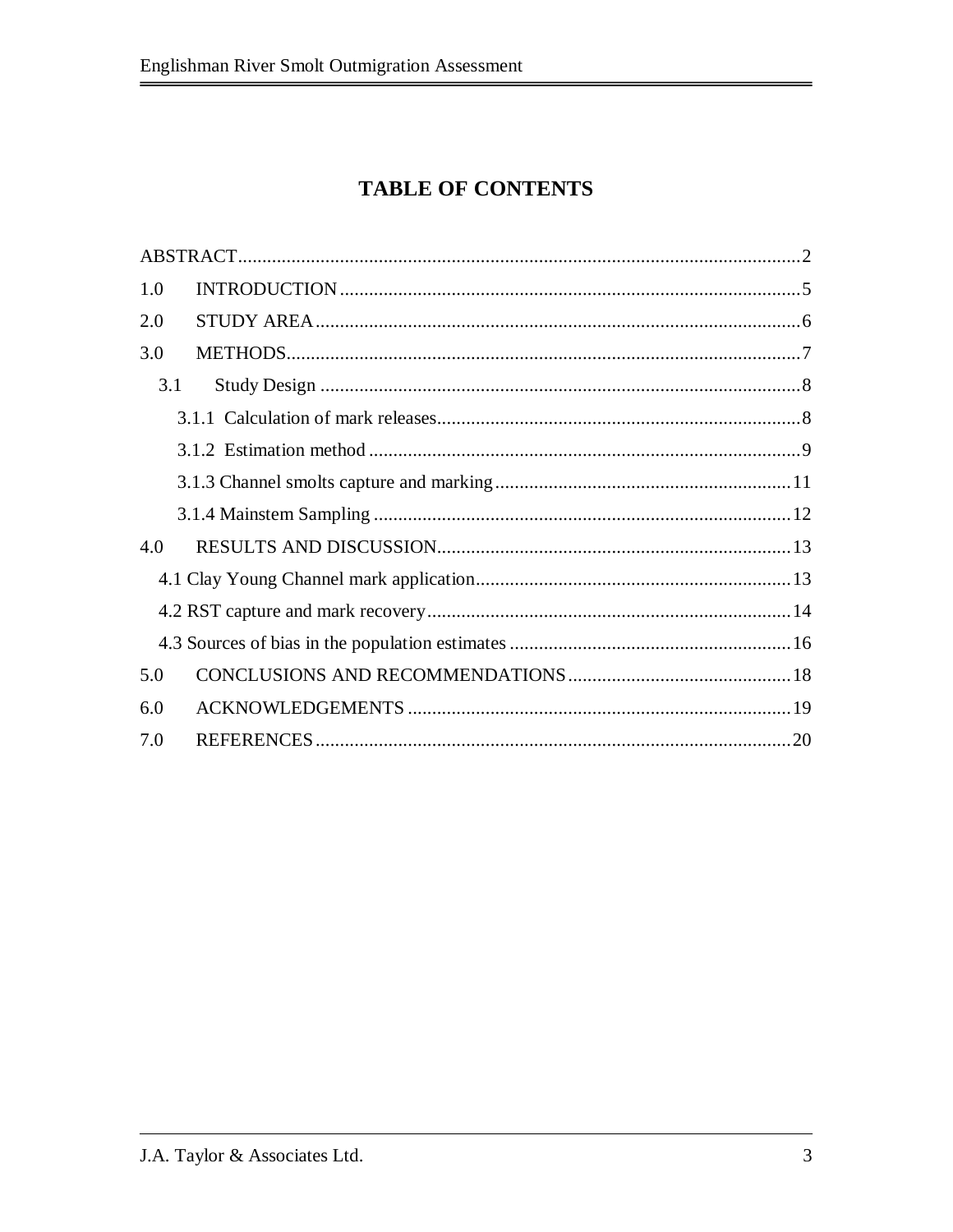# TABLE OF CONTENTS

ABSTRACT....................................................................................................................2

1.0 INTRODUCTION...............................................................................................5

2.0 STUDY AREA....................................................................................................6

3.0 METHODS..........................................................................................................7

3.1 Study Design ...................................................................................................8

3.1.1 Calculation of mark releases...........................................................................8

3.1.2 Estimation method .........................................................................................9

3.1.3 Channel smolts capture and marking.............................................................11

3.1.4 Mainstem Sampling ......................................................................................12

4.0 RESULTS AND DISCUSSION.........................................................................13

4.1 Clay Young Channel mark application.................................................................13

4.2 RST capture and mark recovery...........................................................................14

4.3 Sources of bias in the population estimates ..........................................................16

5.0 CONCLUSIONS AND RECOMMENDATIONS..............................................18

6.0 ACKNOWLEDGEMENTS ...............................................................................19

7.0 REFERENCES..................................................................................................20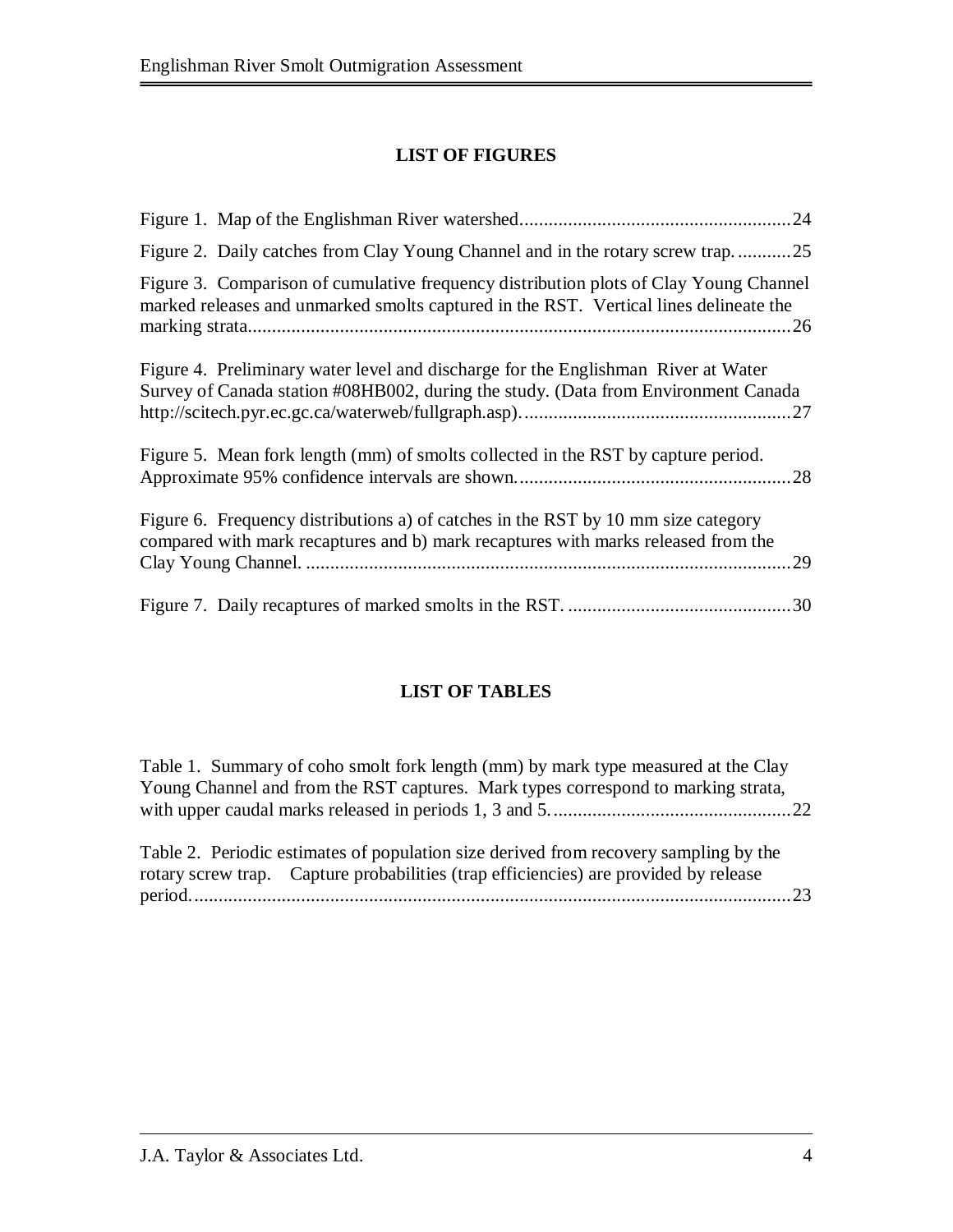## LIST OF FIGURES

Figure 1. Map of the Englishman River watershed.......................................................24

Figure 2. Daily catches from Clay Young Channel and in the rotary screw trap. ...........25

Figure 3. Comparison of cumulative frequency distribution plots of Clay Young Channel marked releases and unmarked smolts captured in the RST. Vertical lines delineate the marking strata................................................................................................................26

Figure 4. Preliminary water level and discharge for the Englishman River at Water Survey of Canada station #08HB002, during the study. (Data from Environment Canada http://scitech.pyr.ec.gc.ca/waterweb/fullgraph.asp).......................................................27

Figure 5. Mean fork length (mm) of smolts collected in the RST by capture period. Approximate 95% confidence intervals are shown.........................................................28

Figure 6. Frequency distributions a) of catches in the RST by 10 mm size category compared with mark recaptures and b) mark recaptures with marks released from the Clay Young Channel. ....................................................................................................29

Figure 7. Daily recaptures of marked smolts in the RST. ..............................................30

## LIST OF TABLES

Table 1. Summary of coho smolt fork length (mm) by mark type measured at the Clay Young Channel and from the RST captures. Mark types correspond to marking strata, with upper caudal marks released in periods 1, 3 and 5.................................................22

Table 2. Periodic estimates of population size derived from recovery sampling by the rotary screw trap. Capture probabilities (trap efficiencies) are provided by release period...........................................................................................................................23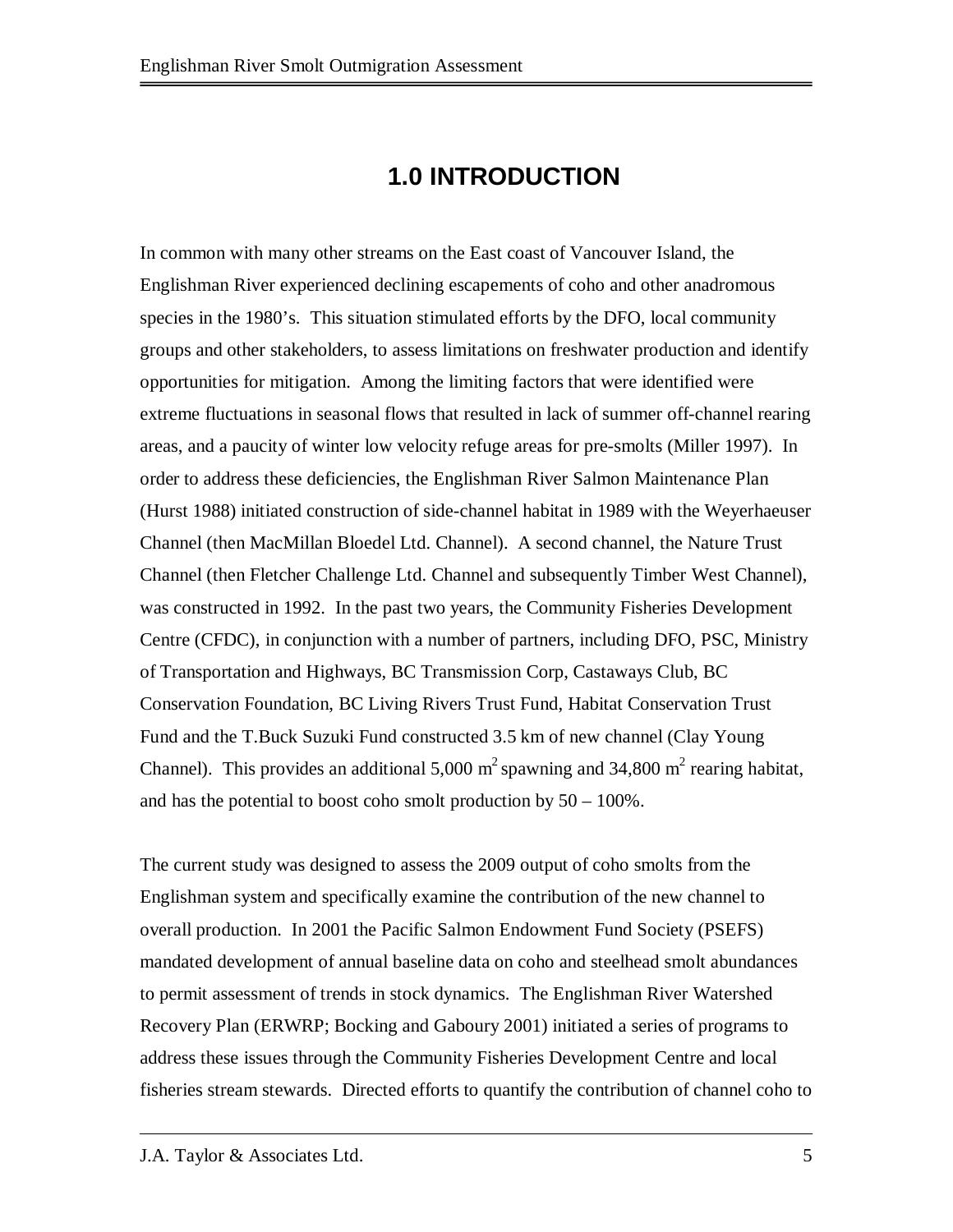# 1.0 INTRODUCTION

In common with many other streams on the East coast of Vancouver Island, the Englishman River experienced declining escapements of coho and other anadromous species in the 1980's. This situation stimulated efforts by the DFO, local community groups and other stakeholders, to assess limitations on freshwater production and identify opportunities for mitigation. Among the limiting factors that were identified were extreme fluctuations in seasonal flows that resulted in lack of summer off-channel rearing areas, and a paucity of winter low velocity refuge areas for pre-smolts (Miller 1997). In order to address these deficiencies, the Englishman River Salmon Maintenance Plan (Hurst 1988) initiated construction of side-channel habitat in 1989 with the Weyerhaeuser Channel (then MacMillan Bloedel Ltd. Channel). A second channel, the Nature Trust Channel (then Fletcher Challenge Ltd. Channel and subsequently Timber West Channel), was constructed in 1992. In the past two years, the Community Fisheries Development Centre (CFDC), in conjunction with a number of partners, including DFO, PSC, Ministry of Transportation and Highways, BC Transmission Corp, Castaways Club, BC Conservation Foundation, BC Living Rivers Trust Fund, Habitat Conservation Trust Fund and the T.Buck Suzuki Fund constructed 3.5 km of new channel (Clay Young Channel). This provides an additional 5,000 $m^2$ spawning and 34,800 $m^2$ rearing habitat, and has the potential to boost coho smolt production by 50 – 100%.

The current study was designed to assess the 2009 output of coho smolts from the Englishman system and specifically examine the contribution of the new channel to overall production. In 2001 the Pacific Salmon Endowment Fund Society (PSEFS) mandated development of annual baseline data on coho and steelhead smolt abundances to permit assessment of trends in stock dynamics. The Englishman River Watershed Recovery Plan (ERWRP; Bocking and Gaboury 2001) initiated a series of programs to address these issues through the Community Fisheries Development Centre and local fisheries stream stewards. Directed efforts to quantify the contribution of channel coho to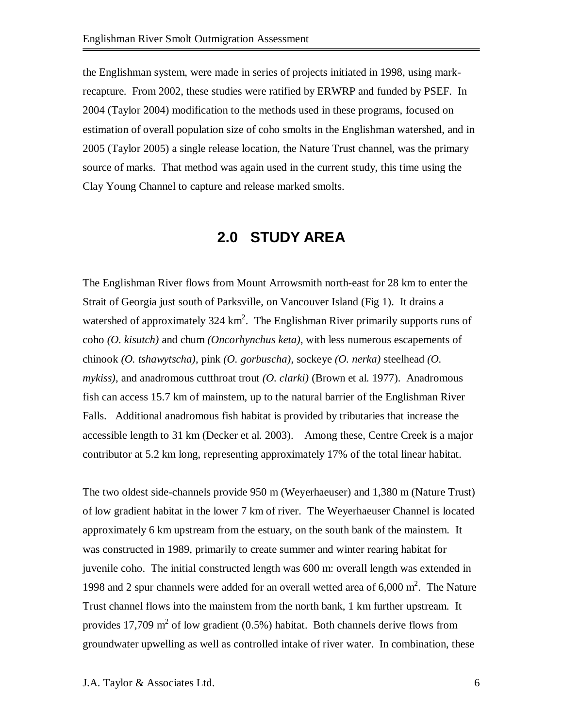the Englishman system, were made in series of projects initiated in 1998, using mark-recapture. From 2002, these studies were ratified by ERWRP and funded by PSEF. In 2004 (Taylor 2004) modification to the methods used in these programs, focused on estimation of overall population size of coho smolts in the Englishman watershed, and in 2005 (Taylor 2005) a single release location, the Nature Trust channel, was the primary source of marks. That method was again used in the current study, this time using the Clay Young Channel to capture and release marked smolts.

## 2.0 STUDY AREA

The Englishman River flows from Mount Arrowsmith north-east for 28 km to enter the Strait of Georgia just south of Parksville, on Vancouver Island (Fig 1). It drains a watershed of approximately 324 $km^2$. The Englishman River primarily supports runs of coho *(O. kisutch)* and chum *(Oncorhynchus keta)*, with less numerous escapements of chinook *(O. tshawytscha)*, pink *(O. gorbuscha)*, sockeye *(O. nerka)* steelhead *(O. mykiss)*, and anadromous cutthroat trout *(O. clarki)* (Brown et al. 1977). Anadromous fish can access 15.7 km of mainstem, up to the natural barrier of the Englishman River Falls. Additional anadromous fish habitat is provided by tributaries that increase the accessible length to 31 km (Decker et al. 2003). Among these, Centre Creek is a major contributor at 5.2 km long, representing approximately 17% of the total linear habitat.

The two oldest side-channels provide 950 m (Weyerhaeuser) and 1,380 m (Nature Trust) of low gradient habitat in the lower 7 km of river. The Weyerhaeuser Channel is located approximately 6 km upstream from the estuary, on the south bank of the mainstem. It was constructed in 1989, primarily to create summer and winter rearing habitat for juvenile coho. The initial constructed length was 600 m: overall length was extended in 1998 and 2 spur channels were added for an overall wetted area of 6,000 $m^2$. The Nature Trust channel flows into the mainstem from the north bank, 1 km further upstream. It provides 17,709 $m^2$ of low gradient (0.5%) habitat. Both channels derive flows from groundwater upwelling as well as controlled intake of river water. In combination, these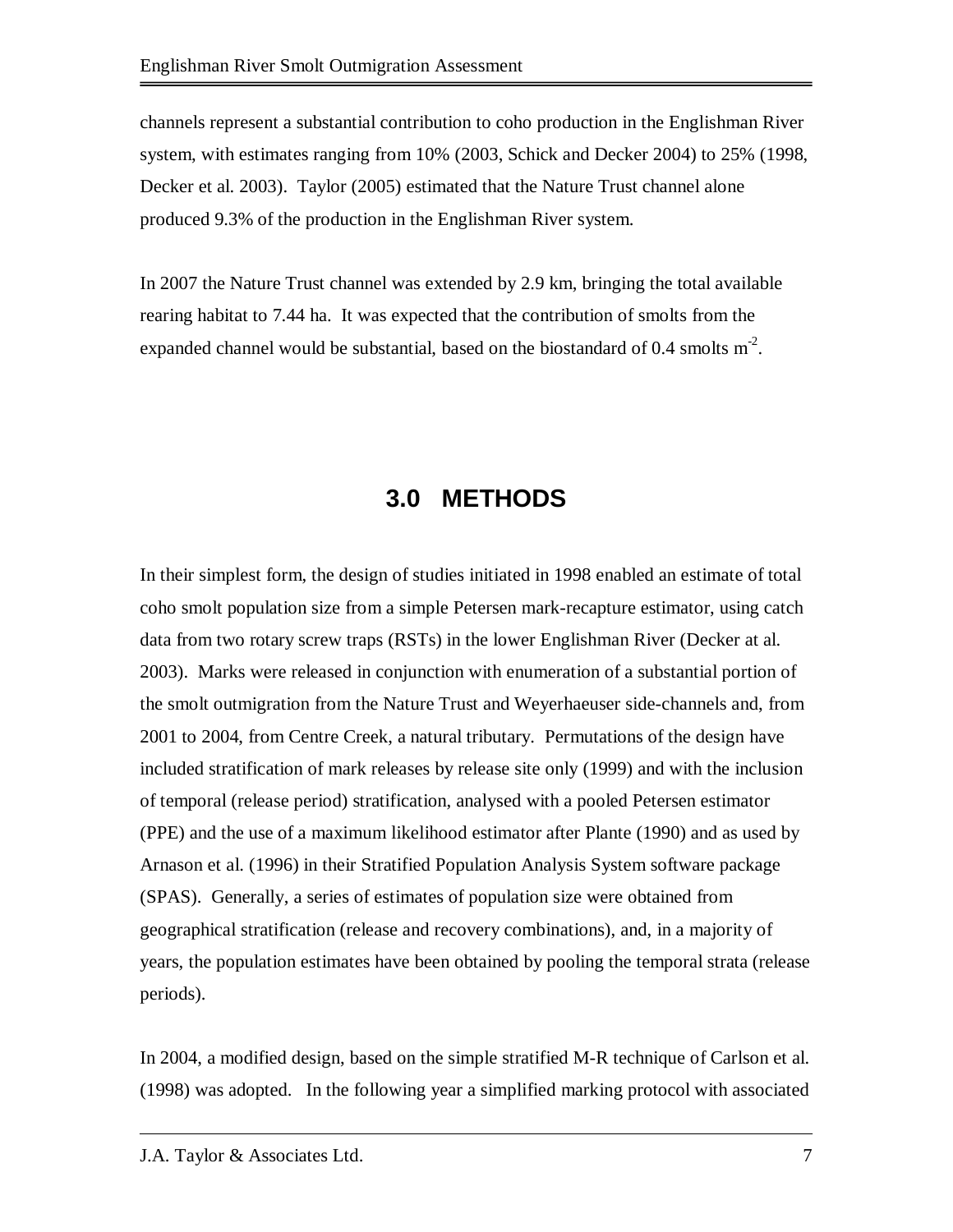channels represent a substantial contribution to coho production in the Englishman River system, with estimates ranging from 10% (2003, Schick and Decker 2004) to 25% (1998, Decker et al. 2003). Taylor (2005) estimated that the Nature Trust channel alone produced 9.3% of the production in the Englishman River system.

In 2007 the Nature Trust channel was extended by 2.9 km, bringing the total available rearing habitat to 7.44 ha. It was expected that the contribution of smolts from the expanded channel would be substantial, based on the biostandard of 0.4 smolts $m^{-2}$.

# 3.0 METHODS

In their simplest form, the design of studies initiated in 1998 enabled an estimate of total coho smolt population size from a simple Petersen mark-recapture estimator, using catch data from two rotary screw traps (RSTs) in the lower Englishman River (Decker at al. 2003). Marks were released in conjunction with enumeration of a substantial portion of the smolt outmigration from the Nature Trust and Weyerhaeuser side-channels and, from 2001 to 2004, from Centre Creek, a natural tributary. Permutations of the design have included stratification of mark releases by release site only (1999) and with the inclusion of temporal (release period) stratification, analysed with a pooled Petersen estimator (PPE) and the use of a maximum likelihood estimator after Plante (1990) and as used by Arnason et al. (1996) in their Stratified Population Analysis System software package (SPAS). Generally, a series of estimates of population size were obtained from geographical stratification (release and recovery combinations), and, in a majority of years, the population estimates have been obtained by pooling the temporal strata (release periods).

In 2004, a modified design, based on the simple stratified M-R technique of Carlson et al. (1998) was adopted. In the following year a simplified marking protocol with associated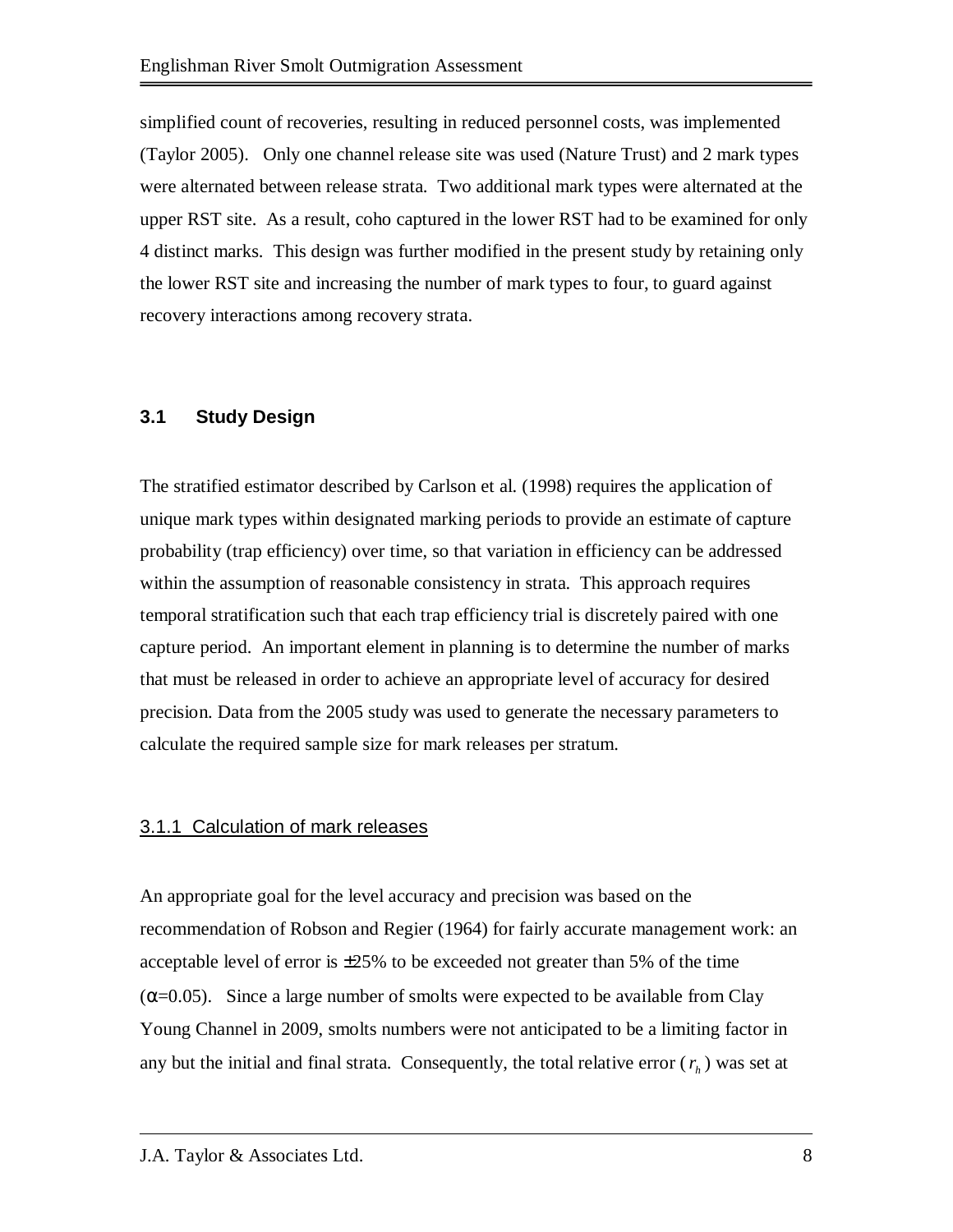simplified count of recoveries, resulting in reduced personnel costs, was implemented (Taylor 2005). Only one channel release site was used (Nature Trust) and 2 mark types were alternated between release strata. Two additional mark types were alternated at the upper RST site. As a result, coho captured in the lower RST had to be examined for only 4 distinct marks. This design was further modified in the present study by retaining only the lower RST site and increasing the number of mark types to four, to guard against recovery interactions among recovery strata.

## 3.1 Study Design

The stratified estimator described by Carlson et al. (1998) requires the application of unique mark types within designated marking periods to provide an estimate of capture probability (trap efficiency) over time, so that variation in efficiency can be addressed within the assumption of reasonable consistency in strata. This approach requires temporal stratification such that each trap efficiency trial is discretely paired with one capture period. An important element in planning is to determine the number of marks that must be released in order to achieve an appropriate level of accuracy for desired precision. Data from the 2005 study was used to generate the necessary parameters to calculate the required sample size for mark releases per stratum.

### 3.1.1 Calculation of mark releases

An appropriate goal for the level accuracy and precision was based on the recommendation of Robson and Regier (1964) for fairly accurate management work: an acceptable level of error is ±25% to be exceeded not greater than 5% of the time ($\alpha$=0.05). Since a large number of smolts were expected to be available from Clay Young Channel in 2009, smolts numbers were not anticipated to be a limiting factor in any but the initial and final strata. Consequently, the total relative error ($r_h$) was set at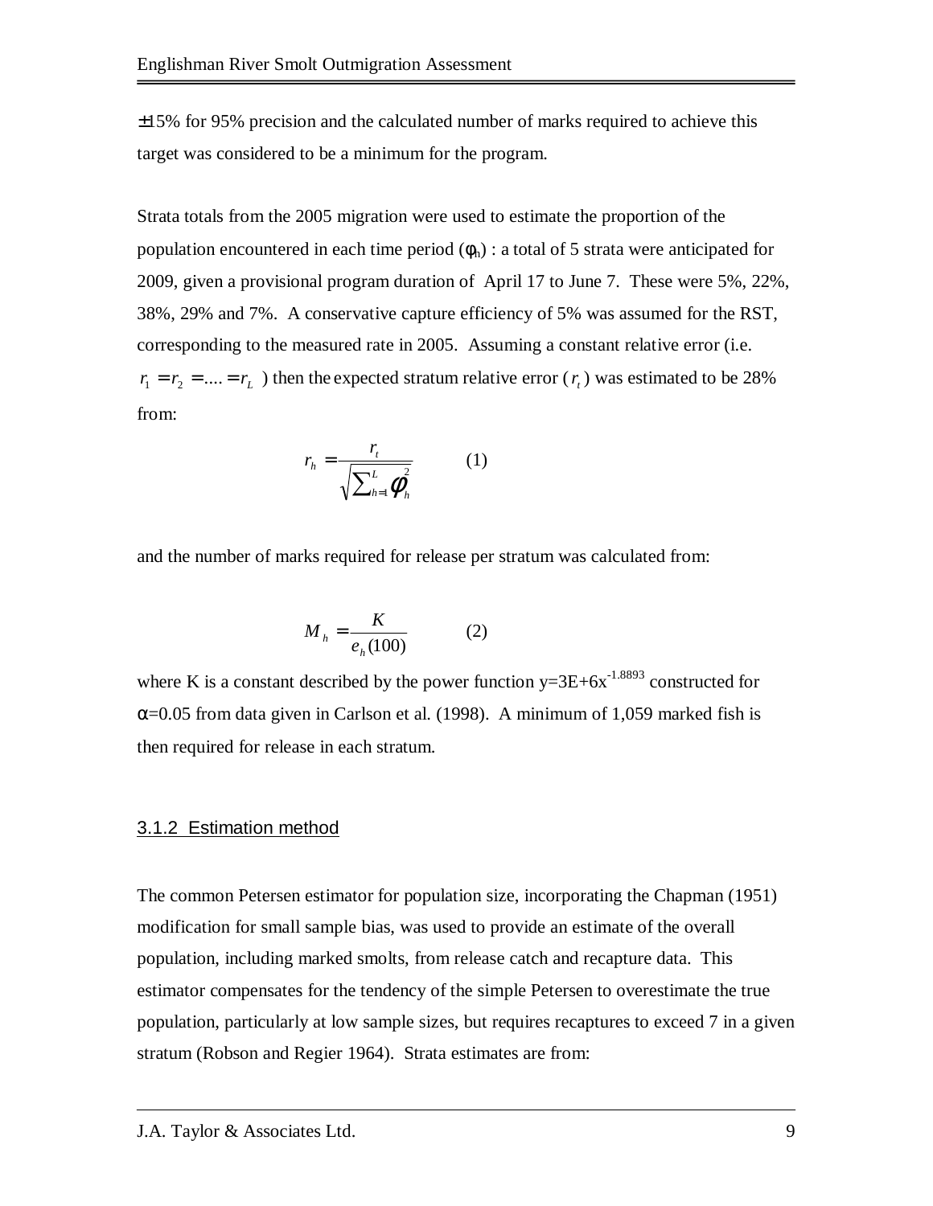±15% for 95% precision and the calculated number of marks required to achieve this target was considered to be a minimum for the program.

Strata totals from the 2005 migration were used to estimate the proportion of the population encountered in each time period ($\phi_h$) : a total of 5 strata were anticipated for 2009, given a provisional program duration of April 17 to June 7. These were 5%, 22%, 38%, 29% and 7%. A conservative capture efficiency of 5% was assumed for the RST, corresponding to the measured rate in 2005. Assuming a constant relative error (i.e. $r_1 = r_2 = .... = r_L$ ) then the expected stratum relative error ($r_t$) was estimated to be 28% from:

$$r_h = \frac{r_t}{\sqrt{\sum_{h=1}^{L} \phi_h^2}} \qquad (1)$$

and the number of marks required for release per stratum was calculated from:

$$M_h = \frac{K}{e_h(100)} \qquad (2)$$

where K is a constant described by the power function $y=3E+6x^{-1.8893}$ constructed for $\alpha$=0.05 from data given in Carlson et al. (1998). A minimum of 1,059 marked fish is then required for release in each stratum.

### 3.1.2 Estimation method

The common Petersen estimator for population size, incorporating the Chapman (1951) modification for small sample bias, was used to provide an estimate of the overall population, including marked smolts, from release catch and recapture data. This estimator compensates for the tendency of the simple Petersen to overestimate the true population, particularly at low sample sizes, but requires recaptures to exceed 7 in a given stratum (Robson and Regier 1964). Strata estimates are from: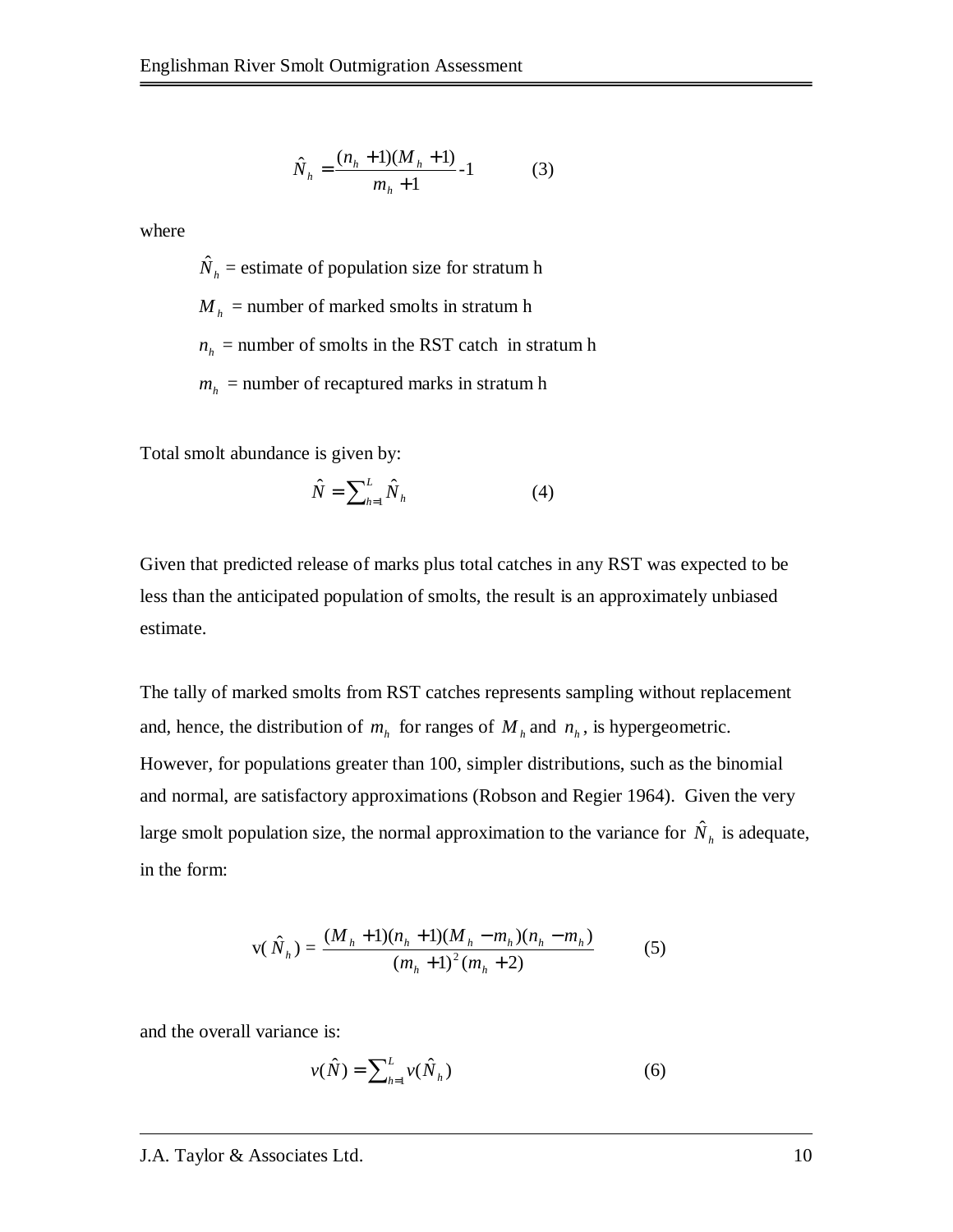$$\hat{N}_h = \frac{(n_h + 1)(M_h + 1)}{m_h + 1} - 1 \qquad (3)$$

where

$\hat{N}_h$ = estimate of population size for stratum h

$M_h$ = number of marked smolts in stratum h

$n_h$ = number of smolts in the RST catch in stratum h

$m_h$ = number of recaptured marks in stratum h

Total smolt abundance is given by:

$$\hat{N} = \sum_{h=1}^{L} \hat{N}_h \qquad (4)$$

Given that predicted release of marks plus total catches in any RST was expected to be less than the anticipated population of smolts, the result is an approximately unbiased estimate.

The tally of marked smolts from RST catches represents sampling without replacement and, hence, the distribution of $m_h$ for ranges of $M_h$ and $n_h$, is hypergeometric. However, for populations greater than 100, simpler distributions, such as the binomial and normal, are satisfactory approximations (Robson and Regier 1964). Given the very large smolt population size, the normal approximation to the variance for $\hat{N}_h$ is adequate, in the form:

$$\text{v}(\hat{N}_h) = \frac{(M_h + 1)(n_h + 1)(M_h - m_h)(n_h - m_h)}{(m_h + 1)^2 (m_h + 2)} \qquad (5)$$

and the overall variance is:

$$v(\hat{N}) = \sum_{h=1}^{L} v(\hat{N}_h) \qquad (6)$$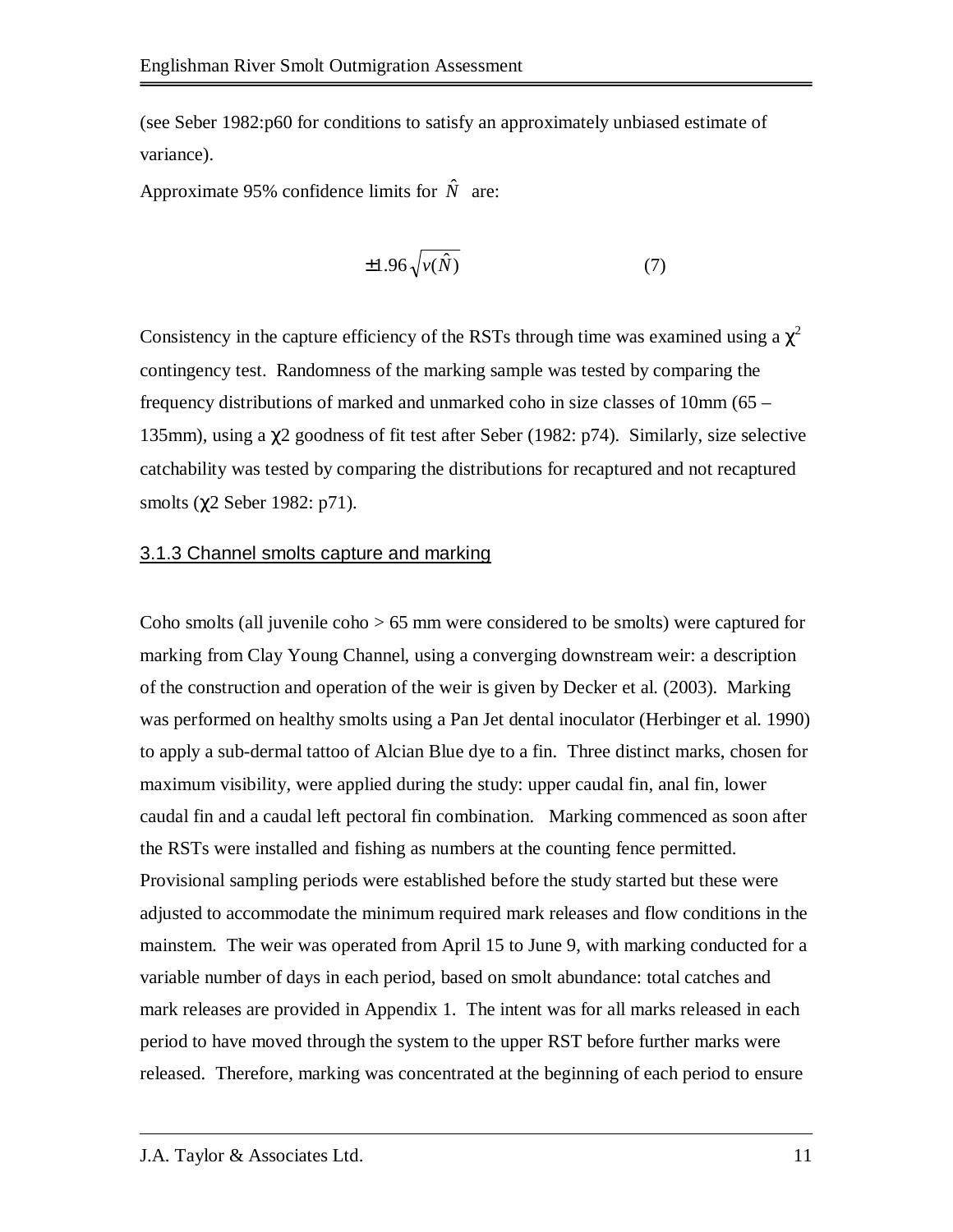(see Seber 1982:p60 for conditions to satisfy an approximately unbiased estimate of variance).

Approximate 95% confidence limits for $\hat{N}$ are:

$$\pm 1.96\sqrt{v(\hat{N})} \qquad (7)$$

Consistency in the capture efficiency of the RSTs through time was examined using a $\chi^2$ contingency test. Randomness of the marking sample was tested by comparing the frequency distributions of marked and unmarked coho in size classes of 10mm (65 – 135mm), using a $\chi 2$ goodness of fit test after Seber (1982: p74). Similarly, size selective catchability was tested by comparing the distributions for recaptured and not recaptured smolts ($\chi 2$ Seber 1982: p71).

### 3.1.3 Channel smolts capture and marking

Coho smolts (all juvenile coho > 65 mm were considered to be smolts) were captured for marking from Clay Young Channel, using a converging downstream weir: a description of the construction and operation of the weir is given by Decker et al. (2003). Marking was performed on healthy smolts using a Pan Jet dental inoculator (Herbinger et al. 1990) to apply a sub-dermal tattoo of Alcian Blue dye to a fin. Three distinct marks, chosen for maximum visibility, were applied during the study: upper caudal fin, anal fin, lower caudal fin and a caudal left pectoral fin combination. Marking commenced as soon after the RSTs were installed and fishing as numbers at the counting fence permitted. Provisional sampling periods were established before the study started but these were adjusted to accommodate the minimum required mark releases and flow conditions in the mainstem. The weir was operated from April 15 to June 9, with marking conducted for a variable number of days in each period, based on smolt abundance: total catches and mark releases are provided in Appendix 1. The intent was for all marks released in each period to have moved through the system to the upper RST before further marks were released. Therefore, marking was concentrated at the beginning of each period to ensure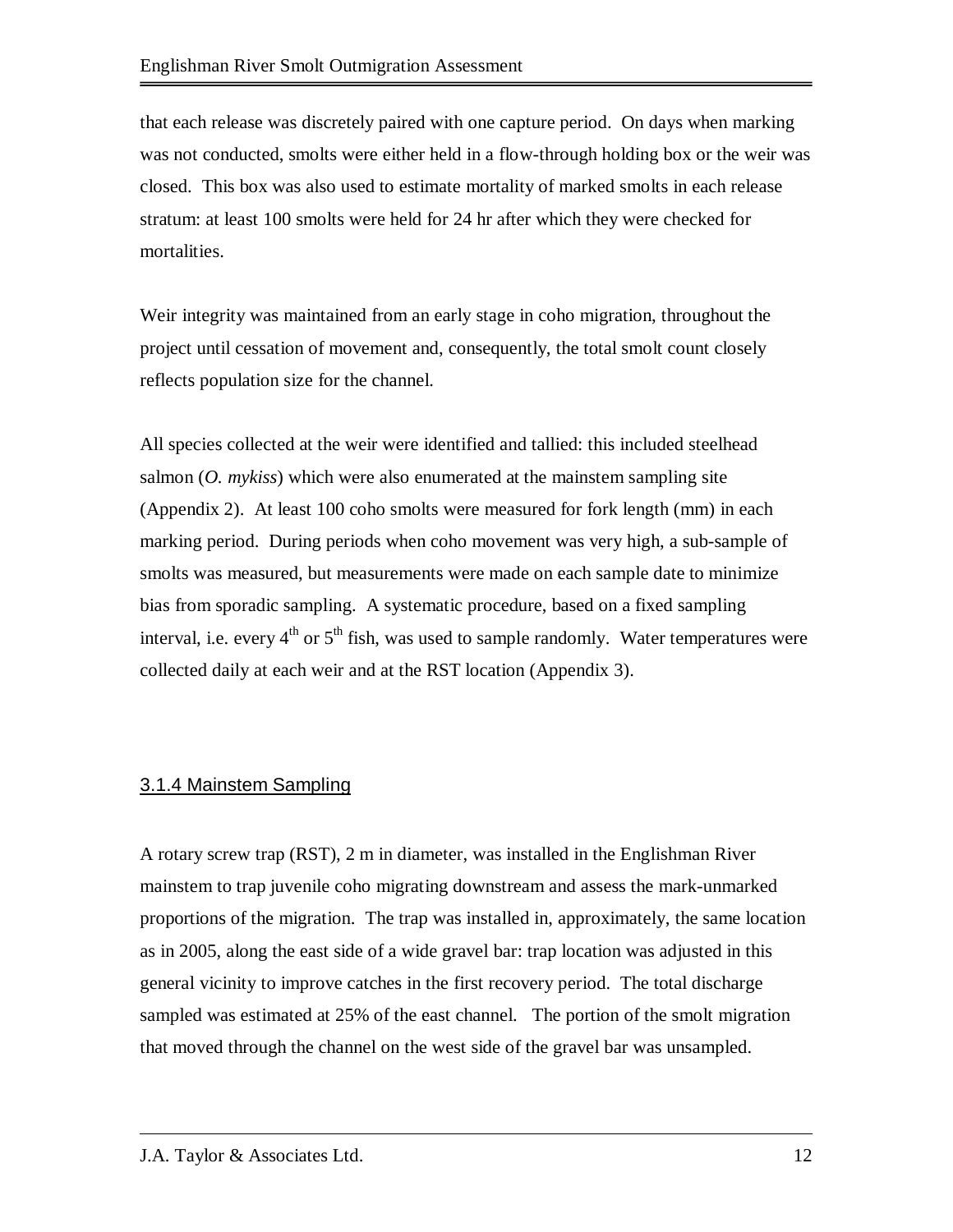that each release was discretely paired with one capture period. On days when marking was not conducted, smolts were either held in a flow-through holding box or the weir was closed. This box was also used to estimate mortality of marked smolts in each release stratum: at least 100 smolts were held for 24 hr after which they were checked for mortalities.

Weir integrity was maintained from an early stage in coho migration, throughout the project until cessation of movement and, consequently, the total smolt count closely reflects population size for the channel.

All species collected at the weir were identified and tallied: this included steelhead salmon (*O. mykiss*) which were also enumerated at the mainstem sampling site (Appendix 2). At least 100 coho smolts were measured for fork length (mm) in each marking period. During periods when coho movement was very high, a sub-sample of smolts was measured, but measurements were made on each sample date to minimize bias from sporadic sampling. A systematic procedure, based on a fixed sampling interval, i.e. every 4th or 5th fish, was used to sample randomly. Water temperatures were collected daily at each weir and at the RST location (Appendix 3).

### 3.1.4 Mainstem Sampling

A rotary screw trap (RST), 2 m in diameter, was installed in the Englishman River mainstem to trap juvenile coho migrating downstream and assess the mark-unmarked proportions of the migration. The trap was installed in, approximately, the same location as in 2005, along the east side of a wide gravel bar: trap location was adjusted in this general vicinity to improve catches in the first recovery period. The total discharge sampled was estimated at 25% of the east channel. The portion of the smolt migration that moved through the channel on the west side of the gravel bar was unsampled.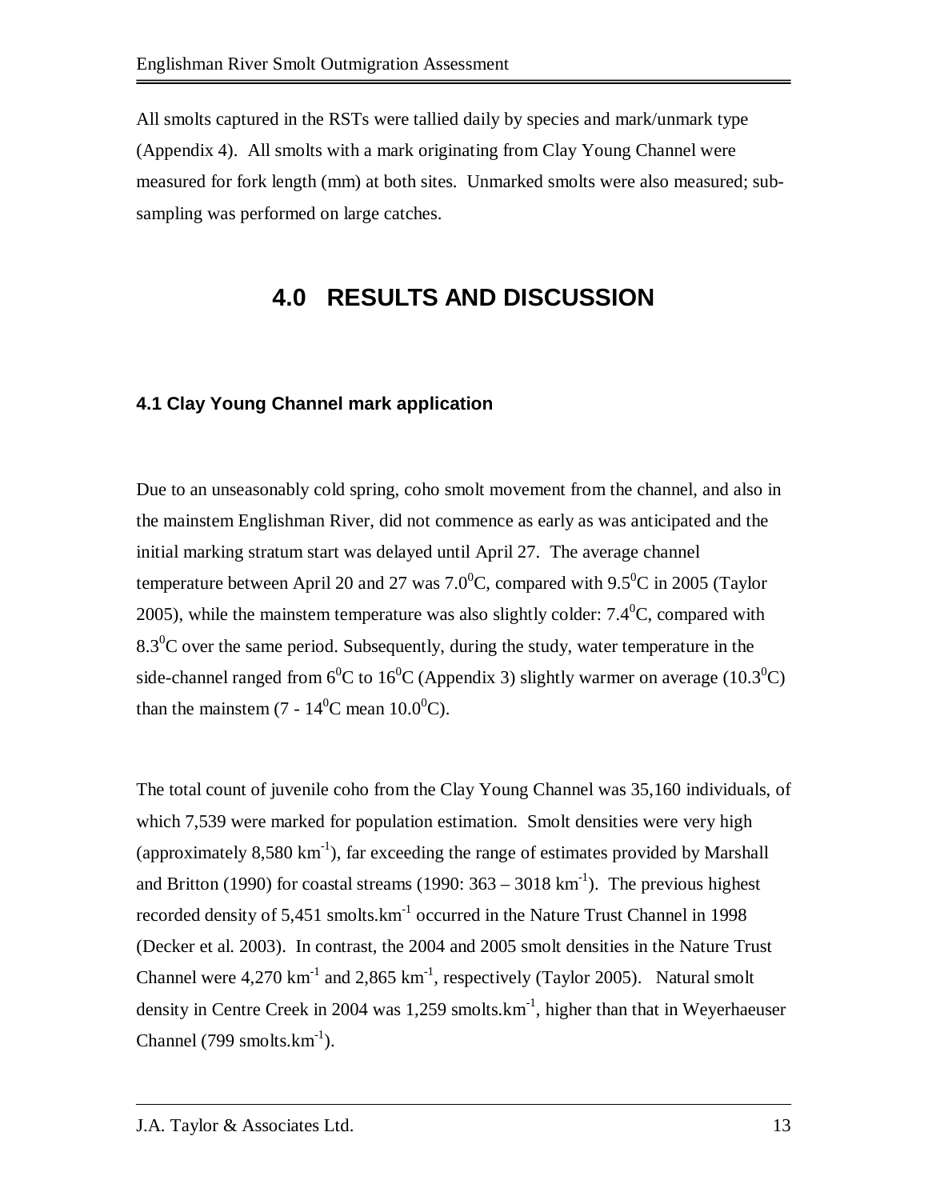All smolts captured in the RSTs were tallied daily by species and mark/unmark type (Appendix 4). All smolts with a mark originating from Clay Young Channel were measured for fork length (mm) at both sites. Unmarked smolts were also measured; sub-sampling was performed on large catches.

# 4.0 RESULTS AND DISCUSSION

## 4.1 Clay Young Channel mark application

Due to an unseasonably cold spring, coho smolt movement from the channel, and also in the mainstem Englishman River, did not commence as early as was anticipated and the initial marking stratum start was delayed until April 27. The average channel temperature between April 20 and 27 was $7.0^0$C, compared with $9.5^0$C in 2005 (Taylor 2005), while the mainstem temperature was also slightly colder: $7.4^0$C, compared with $8.3^0$C over the same period. Subsequently, during the study, water temperature in the side-channel ranged from $6^0$C to $16^0$C (Appendix 3) slightly warmer on average ($10.3^0$C) than the mainstem (7 - $14^0$C mean $10.0^0$C).

The total count of juvenile coho from the Clay Young Channel was 35,160 individuals, of which 7,539 were marked for population estimation. Smolt densities were very high (approximately 8,580 $km^{-1}$), far exceeding the range of estimates provided by Marshall and Britton (1990) for coastal streams (1990: 363 – 3018 $km^{-1}$). The previous highest recorded density of 5,451 smolts.$km^{-1}$ occurred in the Nature Trust Channel in 1998 (Decker et al. 2003). In contrast, the 2004 and 2005 smolt densities in the Nature Trust Channel were 4,270 $km^{-1}$ and 2,865 $km^{-1}$, respectively (Taylor 2005). Natural smolt density in Centre Creek in 2004 was 1,259 smolts.$km^{-1}$, higher than that in Weyerhaeuser Channel (799 smolts.$km^{-1}$).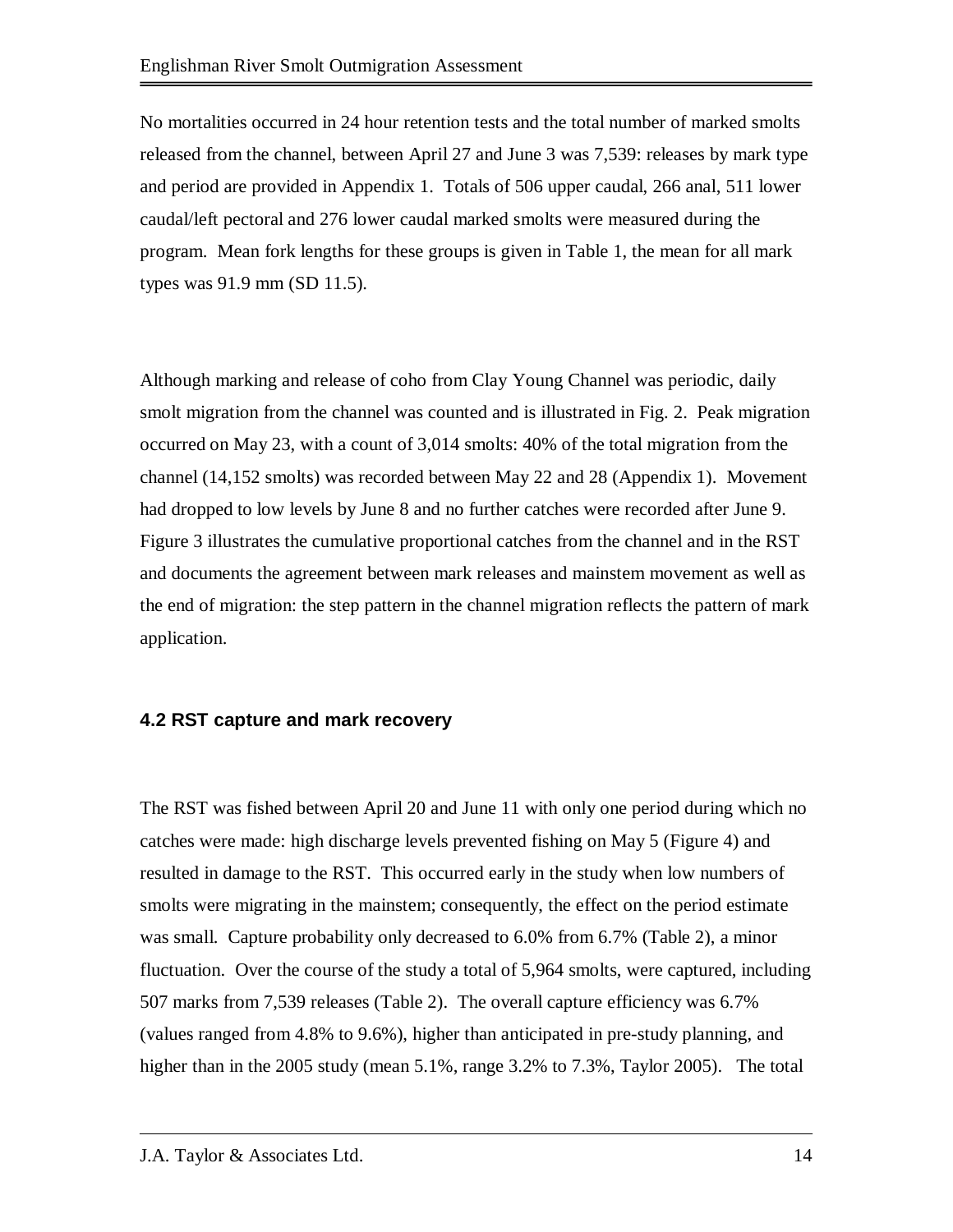No mortalities occurred in 24 hour retention tests and the total number of marked smolts released from the channel, between April 27 and June 3 was 7,539: releases by mark type and period are provided in Appendix 1. Totals of 506 upper caudal, 266 anal, 511 lower caudal/left pectoral and 276 lower caudal marked smolts were measured during the program. Mean fork lengths for these groups is given in Table 1, the mean for all mark types was 91.9 mm (SD 11.5).

Although marking and release of coho from Clay Young Channel was periodic, daily smolt migration from the channel was counted and is illustrated in Fig. 2. Peak migration occurred on May 23, with a count of 3,014 smolts: 40% of the total migration from the channel (14,152 smolts) was recorded between May 22 and 28 (Appendix 1). Movement had dropped to low levels by June 8 and no further catches were recorded after June 9. Figure 3 illustrates the cumulative proportional catches from the channel and in the RST and documents the agreement between mark releases and mainstem movement as well as the end of migration: the step pattern in the channel migration reflects the pattern of mark application.

### 4.2 RST capture and mark recovery

The RST was fished between April 20 and June 11 with only one period during which no catches were made: high discharge levels prevented fishing on May 5 (Figure 4) and resulted in damage to the RST. This occurred early in the study when low numbers of smolts were migrating in the mainstem; consequently, the effect on the period estimate was small. Capture probability only decreased to 6.0% from 6.7% (Table 2), a minor fluctuation. Over the course of the study a total of 5,964 smolts, were captured, including 507 marks from 7,539 releases (Table 2). The overall capture efficiency was 6.7% (values ranged from 4.8% to 9.6%), higher than anticipated in pre-study planning, and higher than in the 2005 study (mean 5.1%, range 3.2% to 7.3%, Taylor 2005). The total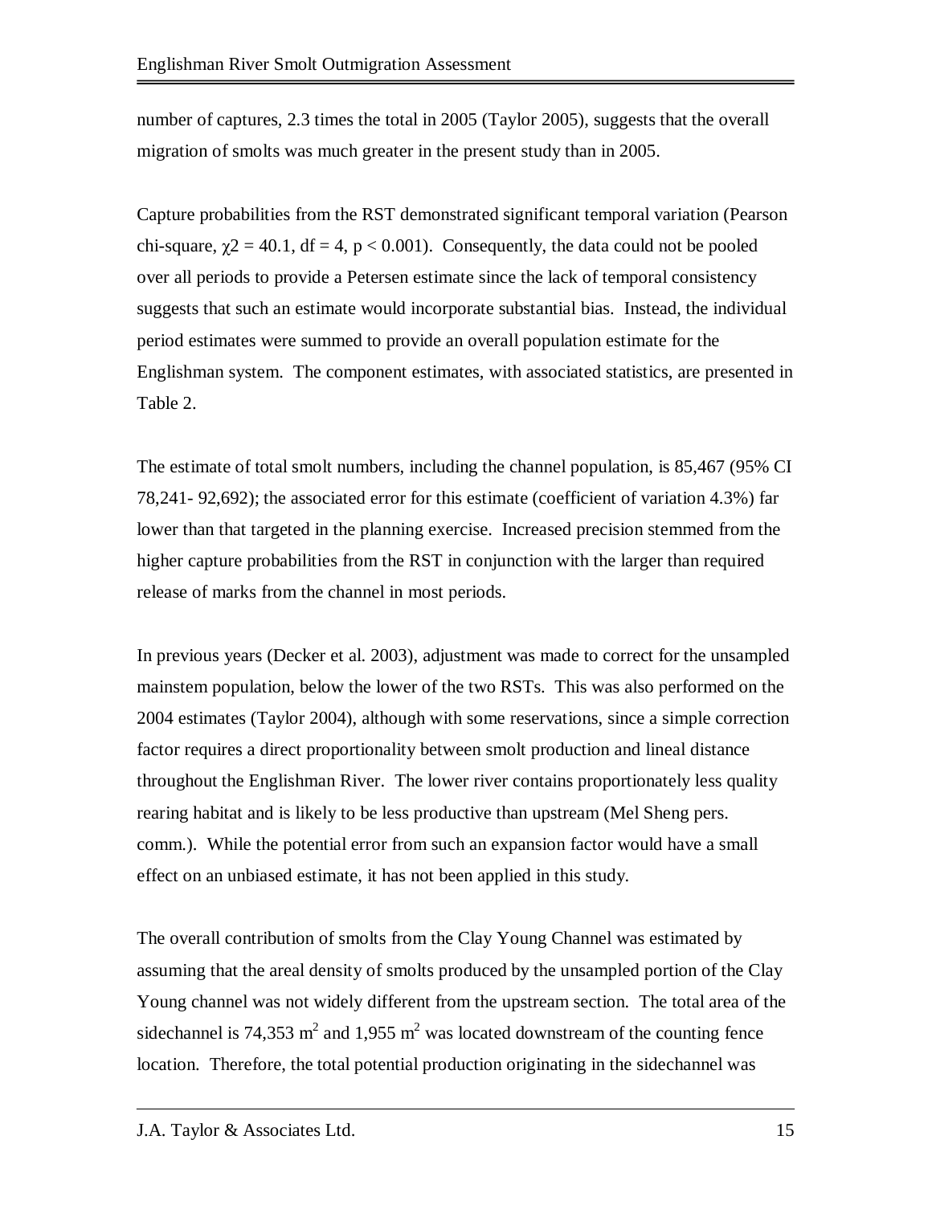number of captures, 2.3 times the total in 2005 (Taylor 2005), suggests that the overall migration of smolts was much greater in the present study than in 2005.

Capture probabilities from the RST demonstrated significant temporal variation (Pearson chi-square, $\chi 2 = 40.1$, df = 4, $p < 0.001$). Consequently, the data could not be pooled over all periods to provide a Petersen estimate since the lack of temporal consistency suggests that such an estimate would incorporate substantial bias. Instead, the individual period estimates were summed to provide an overall population estimate for the Englishman system. The component estimates, with associated statistics, are presented in Table 2.

The estimate of total smolt numbers, including the channel population, is 85,467 (95% CI 78,241- 92,692); the associated error for this estimate (coefficient of variation 4.3%) far lower than that targeted in the planning exercise. Increased precision stemmed from the higher capture probabilities from the RST in conjunction with the larger than required release of marks from the channel in most periods.

In previous years (Decker et al. 2003), adjustment was made to correct for the unsampled mainstem population, below the lower of the two RSTs. This was also performed on the 2004 estimates (Taylor 2004), although with some reservations, since a simple correction factor requires a direct proportionality between smolt production and lineal distance throughout the Englishman River. The lower river contains proportionately less quality rearing habitat and is likely to be less productive than upstream (Mel Sheng pers. comm.). While the potential error from such an expansion factor would have a small effect on an unbiased estimate, it has not been applied in this study.

The overall contribution of smolts from the Clay Young Channel was estimated by assuming that the areal density of smolts produced by the unsampled portion of the Clay Young channel was not widely different from the upstream section. The total area of the sidechannel is 74,353 $m^2$ and 1,955 $m^2$ was located downstream of the counting fence location. Therefore, the total potential production originating in the sidechannel was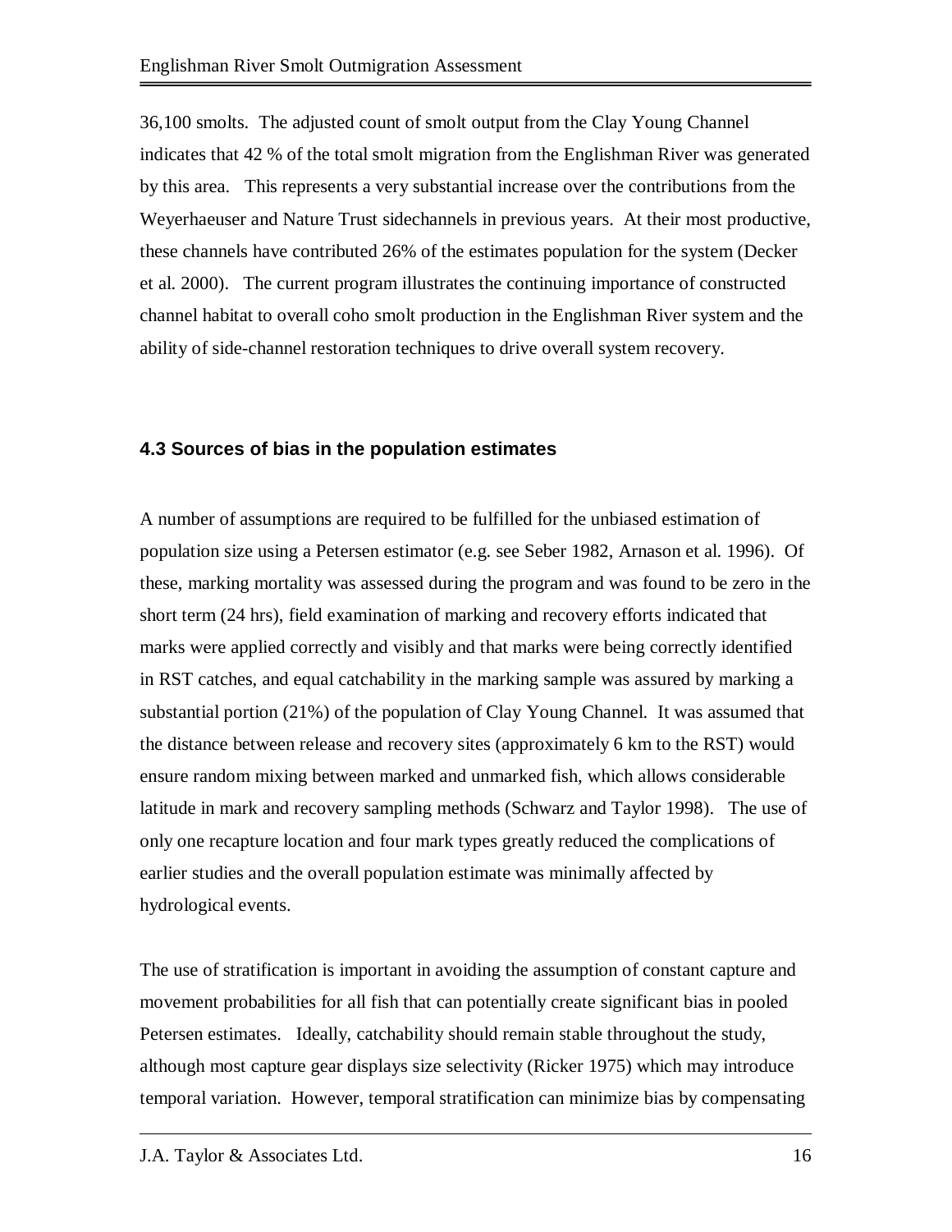36,100 smolts. The adjusted count of smolt output from the Clay Young Channel indicates that 42 % of the total smolt migration from the Englishman River was generated by this area. This represents a very substantial increase over the contributions from the Weyerhaeuser and Nature Trust sidechannels in previous years. At their most productive, these channels have contributed 26% of the estimates population for the system (Decker et al. 2000). The current program illustrates the continuing importance of constructed channel habitat to overall coho smolt production in the Englishman River system and the ability of side-channel restoration techniques to drive overall system recovery.

### 4.3 Sources of bias in the population estimates

A number of assumptions are required to be fulfilled for the unbiased estimation of population size using a Petersen estimator (e.g. see Seber 1982, Arnason et al. 1996). Of these, marking mortality was assessed during the program and was found to be zero in the short term (24 hrs), field examination of marking and recovery efforts indicated that marks were applied correctly and visibly and that marks were being correctly identified in RST catches, and equal catchability in the marking sample was assured by marking a substantial portion (21%) of the population of Clay Young Channel. It was assumed that the distance between release and recovery sites (approximately 6 km to the RST) would ensure random mixing between marked and unmarked fish, which allows considerable latitude in mark and recovery sampling methods (Schwarz and Taylor 1998). The use of only one recapture location and four mark types greatly reduced the complications of earlier studies and the overall population estimate was minimally affected by hydrological events.

The use of stratification is important in avoiding the assumption of constant capture and movement probabilities for all fish that can potentially create significant bias in pooled Petersen estimates. Ideally, catchability should remain stable throughout the study, although most capture gear displays size selectivity (Ricker 1975) which may introduce temporal variation. However, temporal stratification can minimize bias by compensating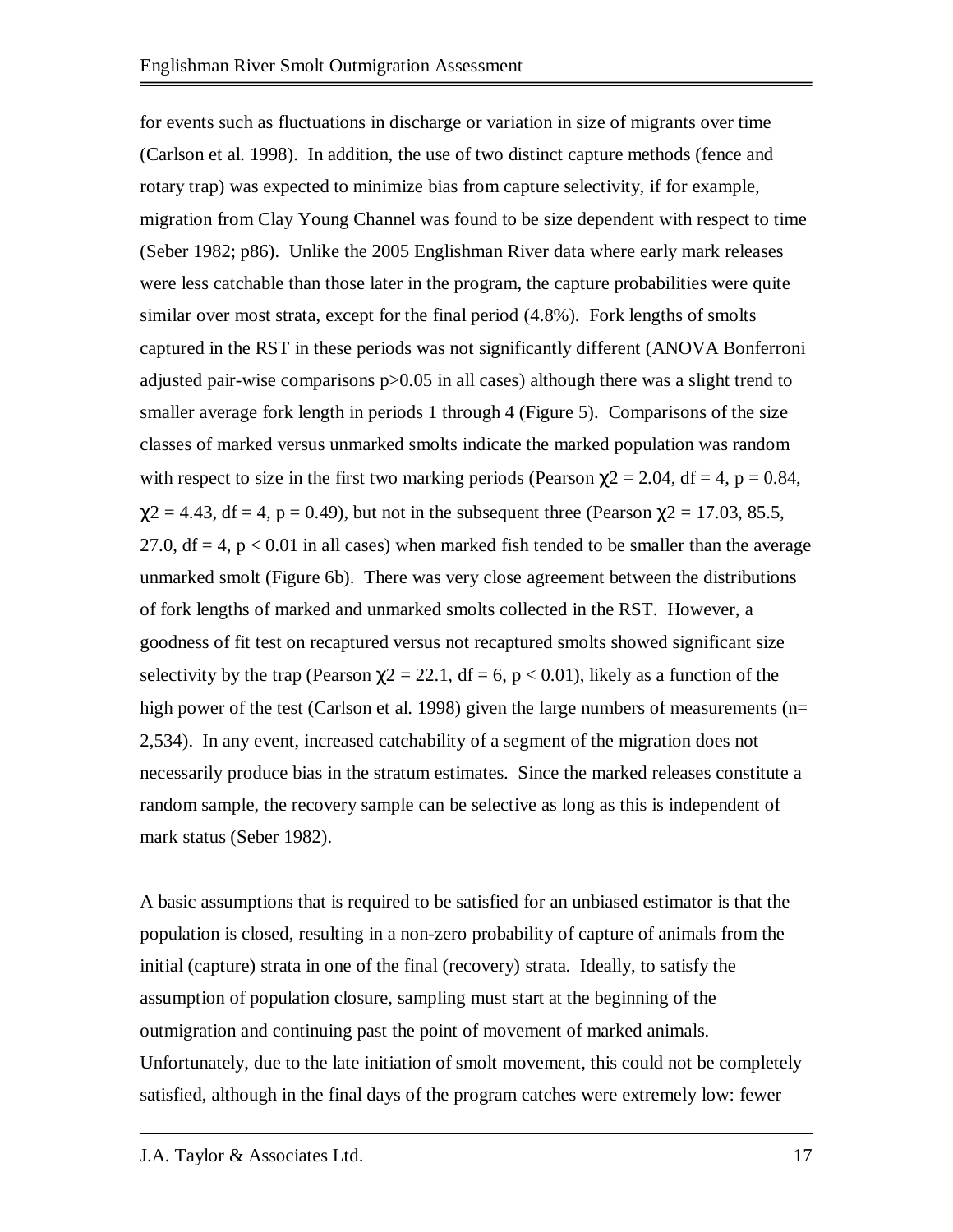for events such as fluctuations in discharge or variation in size of migrants over time (Carlson et al. 1998). In addition, the use of two distinct capture methods (fence and rotary trap) was expected to minimize bias from capture selectivity, if for example, migration from Clay Young Channel was found to be size dependent with respect to time (Seber 1982; p86). Unlike the 2005 Englishman River data where early mark releases were less catchable than those later in the program, the capture probabilities were quite similar over most strata, except for the final period (4.8%). Fork lengths of smolts captured in the RST in these periods was not significantly different (ANOVA Bonferroni adjusted pair-wise comparisons $p>0.05$ in all cases) although there was a slight trend to smaller average fork length in periods 1 through 4 (Figure 5). Comparisons of the size classes of marked versus unmarked smolts indicate the marked population was random with respect to size in the first two marking periods (Pearson $\chi^2 = 2.04$, $df = 4$, $p = 0.84$, $\chi^2 = 4.43$, $df = 4$, $p = 0.49$), but not in the subsequent three (Pearson $\chi^2 = 17.03$, 85.5, 27.0, $df = 4$, $p < 0.01$ in all cases) when marked fish tended to be smaller than the average unmarked smolt (Figure 6b). There was very close agreement between the distributions of fork lengths of marked and unmarked smolts collected in the RST. However, a goodness of fit test on recaptured versus not recaptured smolts showed significant size selectivity by the trap (Pearson $\chi^2 = 22.1$, $df = 6$, $p < 0.01$), likely as a function of the high power of the test (Carlson et al. 1998) given the large numbers of measurements (n= 2,534). In any event, increased catchability of a segment of the migration does not necessarily produce bias in the stratum estimates. Since the marked releases constitute a random sample, the recovery sample can be selective as long as this is independent of mark status (Seber 1982).

A basic assumptions that is required to be satisfied for an unbiased estimator is that the population is closed, resulting in a non-zero probability of capture of animals from the initial (capture) strata in one of the final (recovery) strata. Ideally, to satisfy the assumption of population closure, sampling must start at the beginning of the outmigration and continuing past the point of movement of marked animals. Unfortunately, due to the late initiation of smolt movement, this could not be completely satisfied, although in the final days of the program catches were extremely low: fewer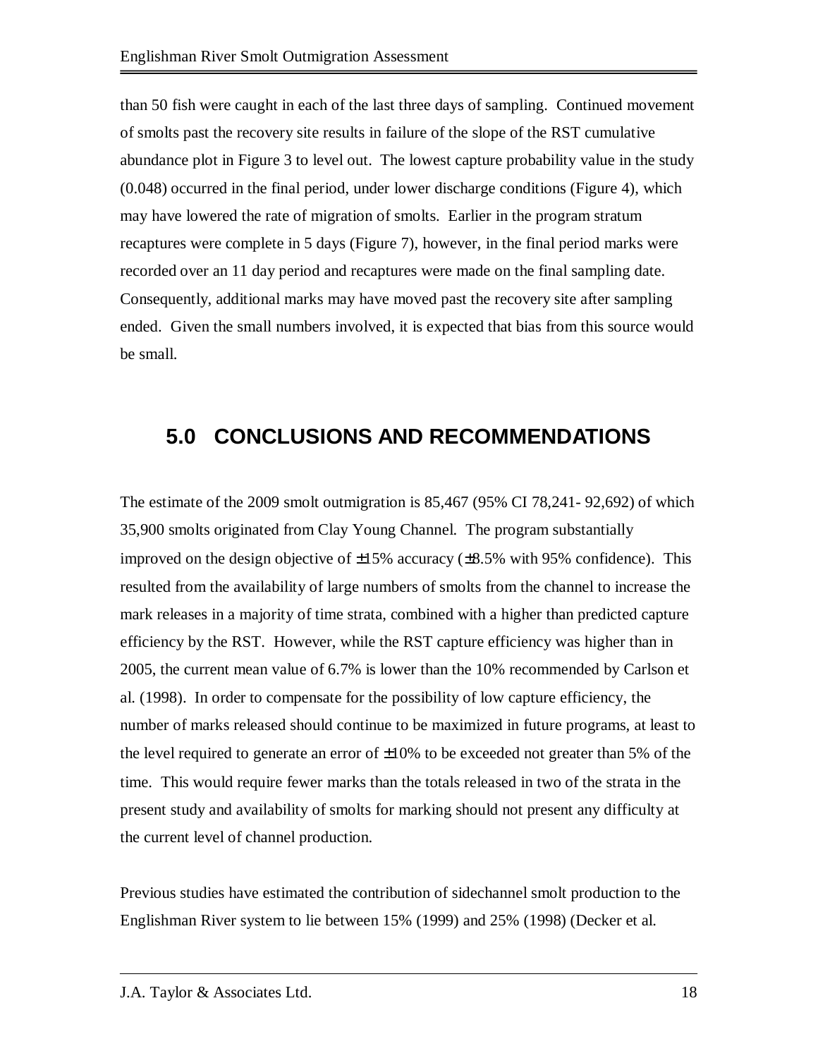than 50 fish were caught in each of the last three days of sampling. Continued movement of smolts past the recovery site results in failure of the slope of the RST cumulative abundance plot in Figure 3 to level out. The lowest capture probability value in the study (0.048) occurred in the final period, under lower discharge conditions (Figure 4), which may have lowered the rate of migration of smolts. Earlier in the program stratum recaptures were complete in 5 days (Figure 7), however, in the final period marks were recorded over an 11 day period and recaptures were made on the final sampling date. Consequently, additional marks may have moved past the recovery site after sampling ended. Given the small numbers involved, it is expected that bias from this source would be small.

# 5.0 CONCLUSIONS AND RECOMMENDATIONS

The estimate of the 2009 smolt outmigration is 85,467 (95% CI 78,241- 92,692) of which 35,900 smolts originated from Clay Young Channel. The program substantially improved on the design objective of ±15% accuracy (±8.5% with 95% confidence). This resulted from the availability of large numbers of smolts from the channel to increase the mark releases in a majority of time strata, combined with a higher than predicted capture efficiency by the RST. However, while the RST capture efficiency was higher than in 2005, the current mean value of 6.7% is lower than the 10% recommended by Carlson et al. (1998). In order to compensate for the possibility of low capture efficiency, the number of marks released should continue to be maximized in future programs, at least to the level required to generate an error of ±10% to be exceeded not greater than 5% of the time. This would require fewer marks than the totals released in two of the strata in the present study and availability of smolts for marking should not present any difficulty at the current level of channel production.

Previous studies have estimated the contribution of sidechannel smolt production to the Englishman River system to lie between 15% (1999) and 25% (1998) (Decker et al.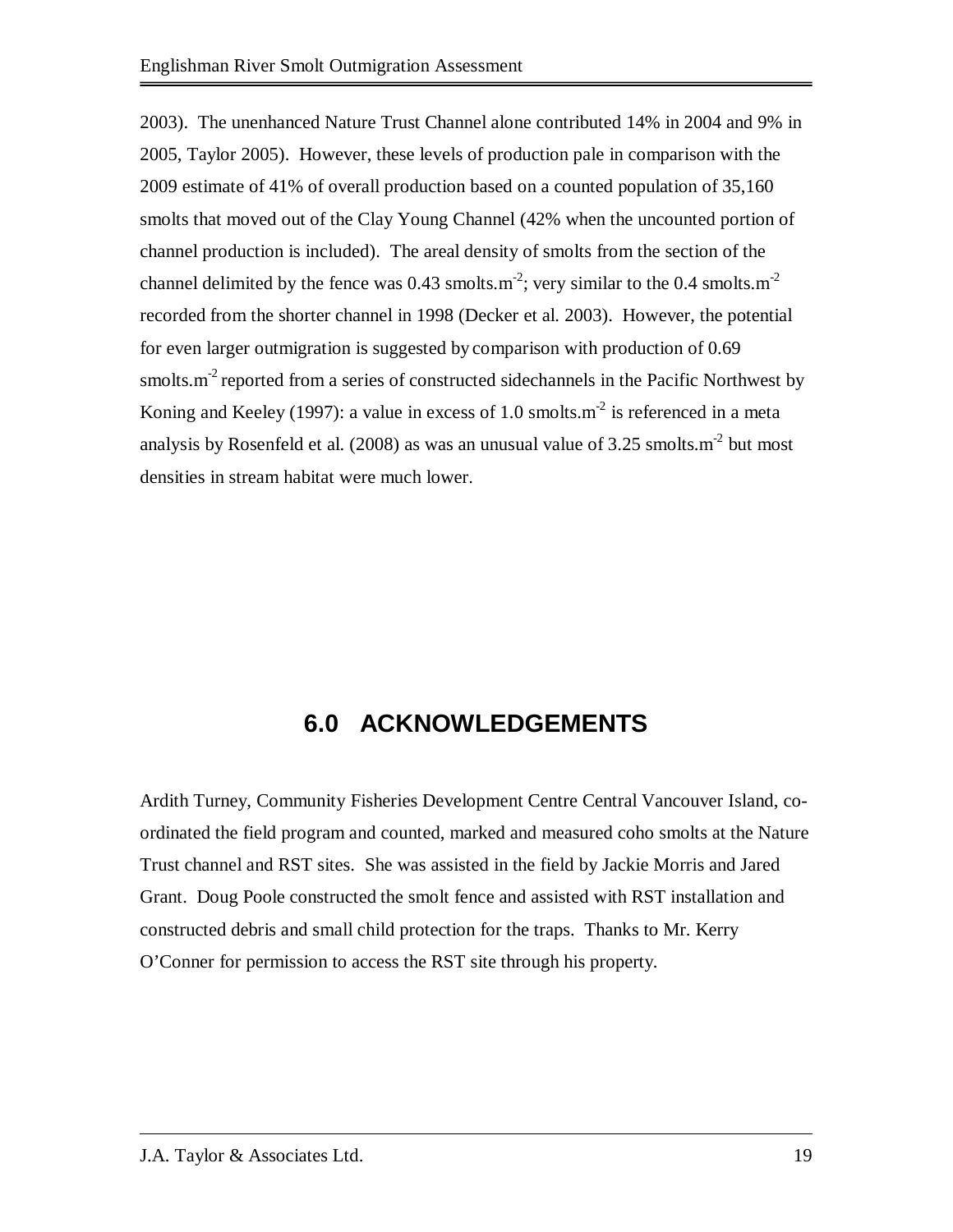2003). The unenhanced Nature Trust Channel alone contributed 14% in 2004 and 9% in 2005, Taylor 2005). However, these levels of production pale in comparison with the 2009 estimate of 41% of overall production based on a counted population of 35,160 smolts that moved out of the Clay Young Channel (42% when the uncounted portion of channel production is included). The areal density of smolts from the section of the channel delimited by the fence was 0.43 smolts.$m^{-2}$; very similar to the 0.4 smolts.$m^{-2}$ recorded from the shorter channel in 1998 (Decker et al. 2003). However, the potential for even larger outmigration is suggested by comparison with production of 0.69 smolts.$m^{-2}$ reported from a series of constructed sidechannels in the Pacific Northwest by Koning and Keeley (1997): a value in excess of 1.0 smolts.$m^{-2}$ is referenced in a meta analysis by Rosenfeld et al. (2008) as was an unusual value of 3.25 smolts.$m^{-2}$ but most densities in stream habitat were much lower.

# 6.0 ACKNOWLEDGEMENTS

Ardith Turney, Community Fisheries Development Centre Central Vancouver Island, co-ordinated the field program and counted, marked and measured coho smolts at the Nature Trust channel and RST sites. She was assisted in the field by Jackie Morris and Jared Grant. Doug Poole constructed the smolt fence and assisted with RST installation and constructed debris and small child protection for the traps. Thanks to Mr. Kerry O'Conner for permission to access the RST site through his property.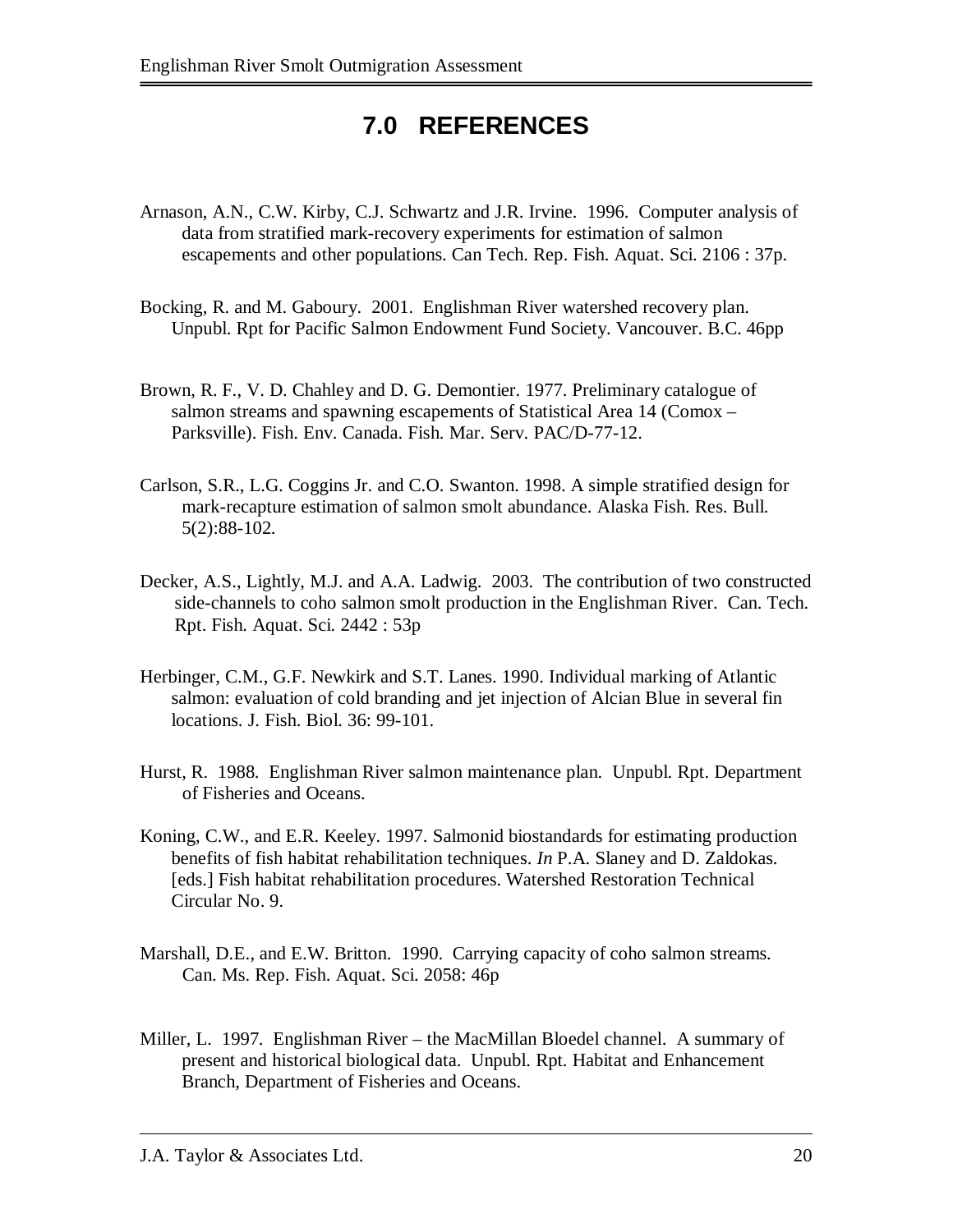# 7.0 REFERENCES

Arnason, A.N., C.W. Kirby, C.J. Schwartz and J.R. Irvine. 1996. Computer analysis of data from stratified mark-recovery experiments for estimation of salmon escapements and other populations. Can Tech. Rep. Fish. Aquat. Sci. 2106 : 37p.

Bocking, R. and M. Gaboury. 2001. Englishman River watershed recovery plan. Unpubl. Rpt for Pacific Salmon Endowment Fund Society. Vancouver. B.C. 46pp

Brown, R. F., V. D. Chahley and D. G. Demontier. 1977. Preliminary catalogue of salmon streams and spawning escapements of Statistical Area 14 (Comox – Parksville). Fish. Env. Canada. Fish. Mar. Serv. PAC/D-77-12.

Carlson, S.R., L.G. Coggins Jr. and C.O. Swanton. 1998. A simple stratified design for mark-recapture estimation of salmon smolt abundance. Alaska Fish. Res. Bull. 5(2):88-102.

Decker, A.S., Lightly, M.J. and A.A. Ladwig. 2003. The contribution of two constructed side-channels to coho salmon smolt production in the Englishman River. Can. Tech. Rpt. Fish. Aquat. Sci. 2442 : 53p

Herbinger, C.M., G.F. Newkirk and S.T. Lanes. 1990. Individual marking of Atlantic salmon: evaluation of cold branding and jet injection of Alcian Blue in several fin locations. J. Fish. Biol. 36: 99-101.

Hurst, R. 1988. Englishman River salmon maintenance plan. Unpubl. Rpt. Department of Fisheries and Oceans.

Koning, C.W., and E.R. Keeley. 1997. Salmonid biostandards for estimating production benefits of fish habitat rehabilitation techniques. *In* P.A. Slaney and D. Zaldokas. [eds.] Fish habitat rehabilitation procedures. Watershed Restoration Technical Circular No. 9.

Marshall, D.E., and E.W. Britton. 1990. Carrying capacity of coho salmon streams. Can. Ms. Rep. Fish. Aquat. Sci. 2058: 46p

Miller, L. 1997. Englishman River – the MacMillan Bloedel channel. A summary of present and historical biological data. Unpubl. Rpt. Habitat and Enhancement Branch, Department of Fisheries and Oceans.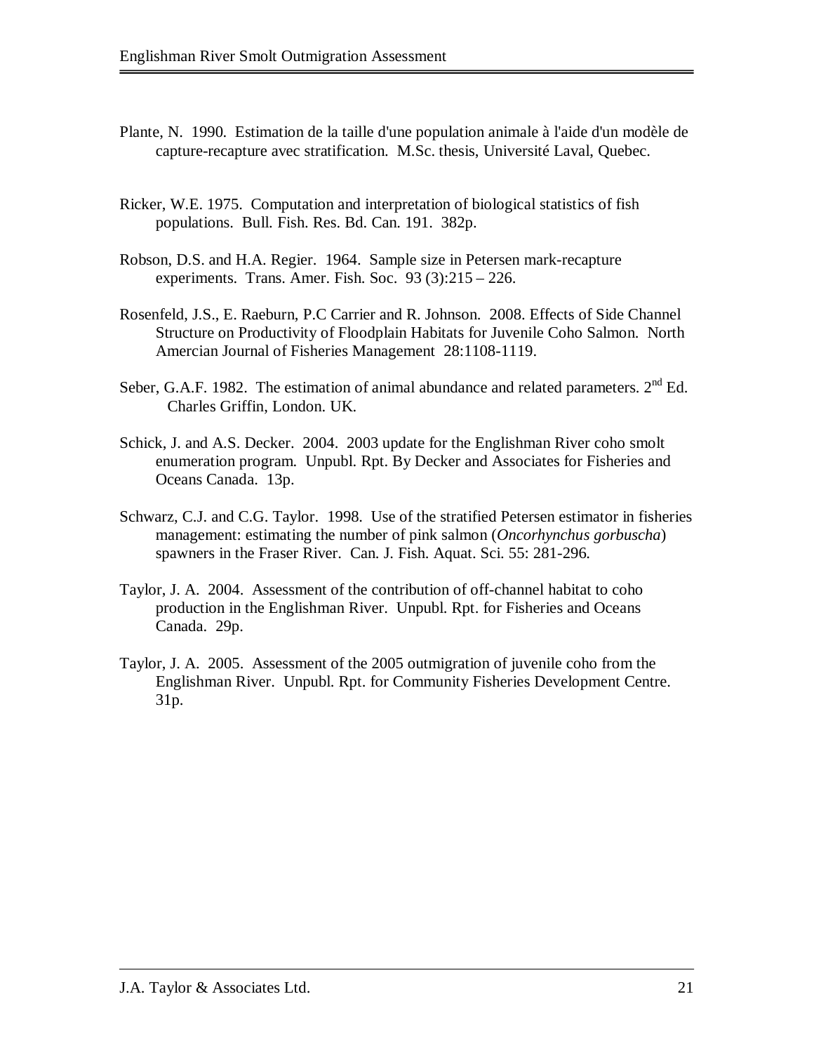Plante, N. 1990. Estimation de la taille d'une population animale à l'aide d'un modèle de capture-recapture avec stratification. M.Sc. thesis, Université Laval, Quebec.

Ricker, W.E. 1975. Computation and interpretation of biological statistics of fish populations. Bull. Fish. Res. Bd. Can. 191. 382p.

Robson, D.S. and H.A. Regier. 1964. Sample size in Petersen mark-recapture experiments. Trans. Amer. Fish. Soc. 93 (3):215 – 226.

Rosenfeld, J.S., E. Raeburn, P.C Carrier and R. Johnson. 2008. Effects of Side Channel Structure on Productivity of Floodplain Habitats for Juvenile Coho Salmon. North Amercian Journal of Fisheries Management 28:1108-1119.

Seber, G.A.F. 1982. The estimation of animal abundance and related parameters. 2nd Ed. Charles Griffin, London. UK.

Schick, J. and A.S. Decker. 2004. 2003 update for the Englishman River coho smolt enumeration program. Unpubl. Rpt. By Decker and Associates for Fisheries and Oceans Canada. 13p.

Schwarz, C.J. and C.G. Taylor. 1998. Use of the stratified Petersen estimator in fisheries management: estimating the number of pink salmon (*Oncorhynchus gorbuscha*) spawners in the Fraser River. Can. J. Fish. Aquat. Sci. 55: 281-296.

Taylor, J. A. 2004. Assessment of the contribution of off-channel habitat to coho production in the Englishman River. Unpubl. Rpt. for Fisheries and Oceans Canada. 29p.

Taylor, J. A. 2005. Assessment of the 2005 outmigration of juvenile coho from the Englishman River. Unpubl. Rpt. for Community Fisheries Development Centre. 31p.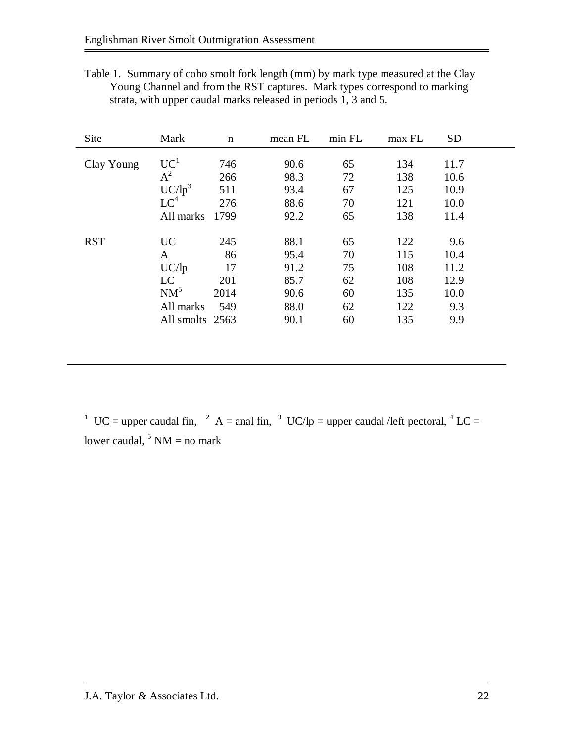Table 1. Summary of coho smolt fork length (mm) by mark type measured at the Clay Young Channel and from the RST captures. Mark types correspond to marking strata, with upper caudal marks released in periods 1, 3 and 5.

| Site | Mark | n | mean FL | min FL | max FL | SD |
|---|---|---|---|---|---|---|
| Clay Young | UC[1] | 746 | 90.6 | 65 | 134 | 11.7 |
| | A[2] | 266 | 98.3 | 72 | 138 | 10.6 |
| | UC/lp[3] | 511 | 93.4 | 67 | 125 | 10.9 |
| | LC[4] | 276 | 88.6 | 70 | 121 | 10.0 |
| | All marks | 1799 | 92.2 | 65 | 138 | 11.4 |
| RST | UC | 245 | 88.1 | 65 | 122 | 9.6 |
| | A | 86 | 95.4 | 70 | 115 | 10.4 |
| | UC/lp | 17 | 91.2 | 75 | 108 | 11.2 |
| | LC | 201 | 85.7 | 62 | 108 | 12.9 |
| | NM[5] | 2014 | 90.6 | 60 | 135 | 10.0 |
| | All marks | 549 | 88.0 | 62 | 122 | 9.3 |
| | All smolts | 2563 | 90.1 | 60 | 135 | 9.9 |

[1] UC = upper caudal fin, [2] A = anal fin, [3] UC/lp = upper caudal /left pectoral, [4] LC = lower caudal, [5] NM = no mark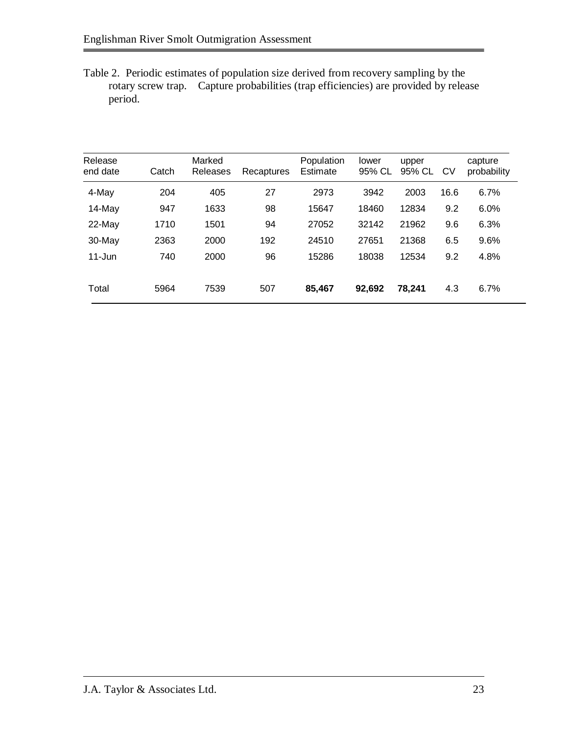Table 2. Periodic estimates of population size derived from recovery sampling by the rotary screw trap. Capture probabilities (trap efficiencies) are provided by release period.

| Release end date | Catch | Marked Releases | Recaptures | Population Estimate | lower 95% CL | upper 95% CL | CV | capture probability |
|---|---|---|---|---|---|---|---|---|
| 4-May | 204 | 405 | 27 | 2973 | 3942 | 2003 | 16.6 | 6.7% |
| 14-May | 947 | 1633 | 98 | 15647 | 18460 | 12834 | 9.2 | 6.0% |
| 22-May | 1710 | 1501 | 94 | 27052 | 32142 | 21962 | 9.6 | 6.3% |
| 30-May | 2363 | 2000 | 192 | 24510 | 27651 | 21368 | 6.5 | 9.6% |
| 11-Jun | 740 | 2000 | 96 | 15286 | 18038 | 12534 | 9.2 | 4.8% |
| Total | 5964 | 7539 | 507 | **85,467** | **92,692** | **78,241** | 4.3 | 6.7% |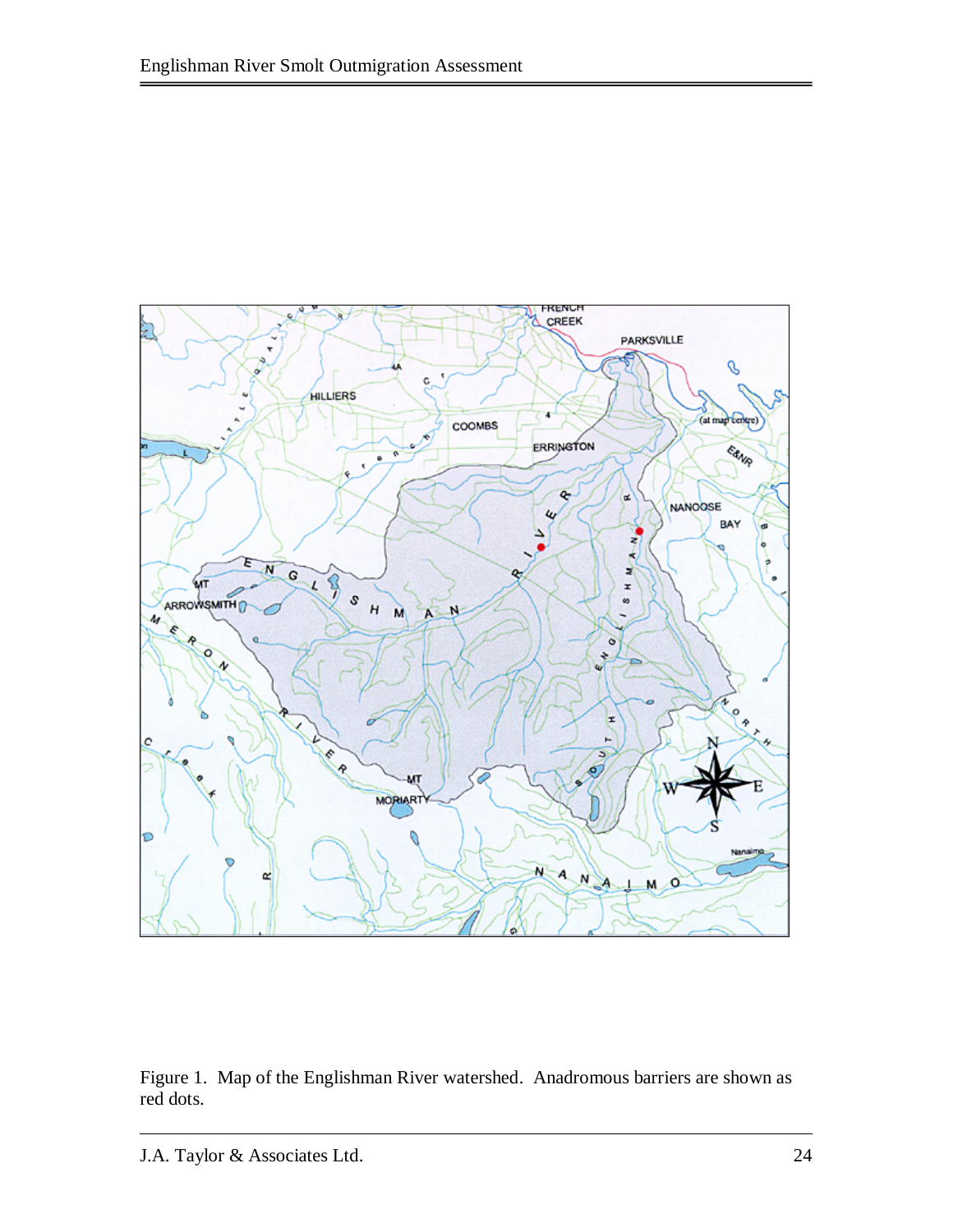Figure 1. Map of the Englishman River watershed. Anadromous barriers are shown as red dots.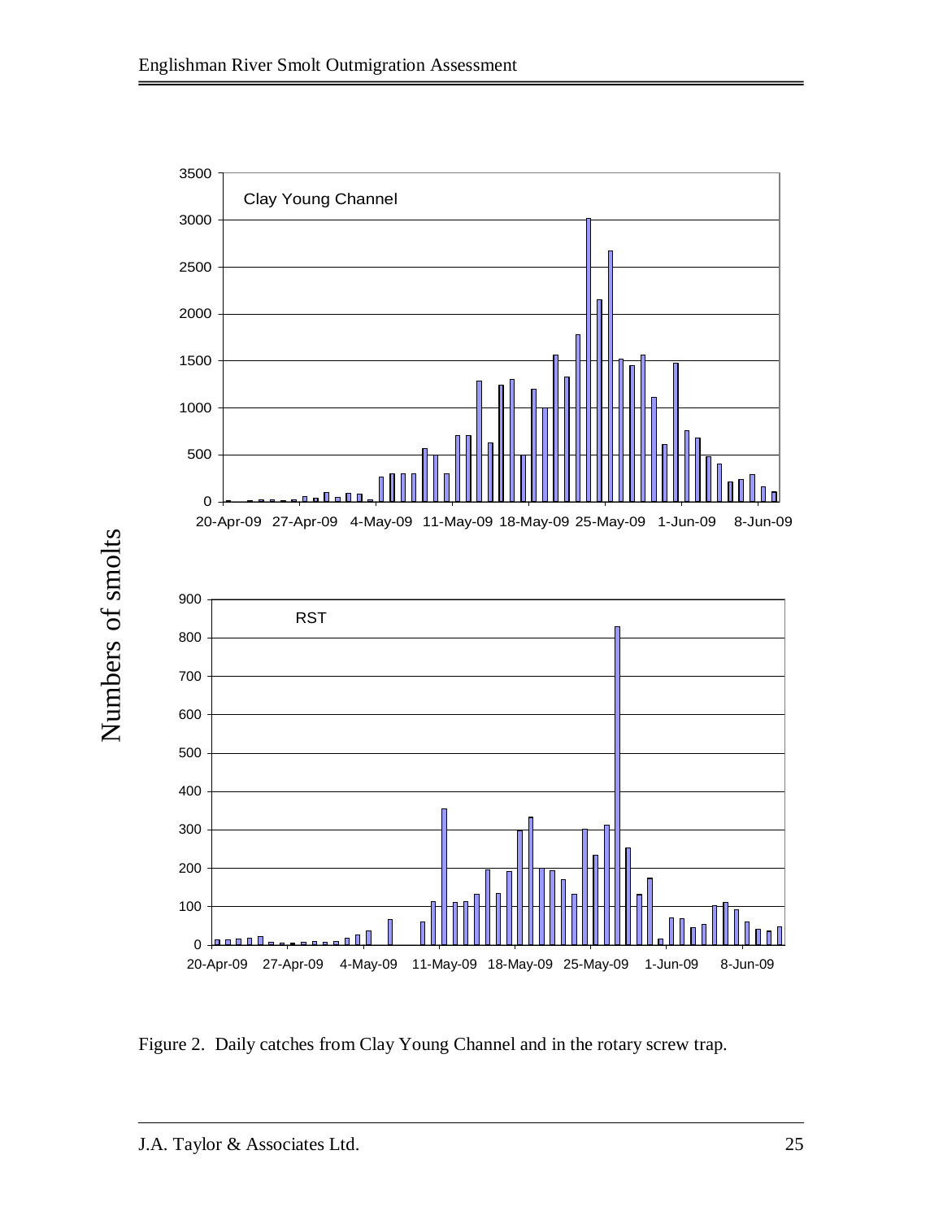Figure 2. Daily catches from Clay Young Channel and in the rotary screw trap.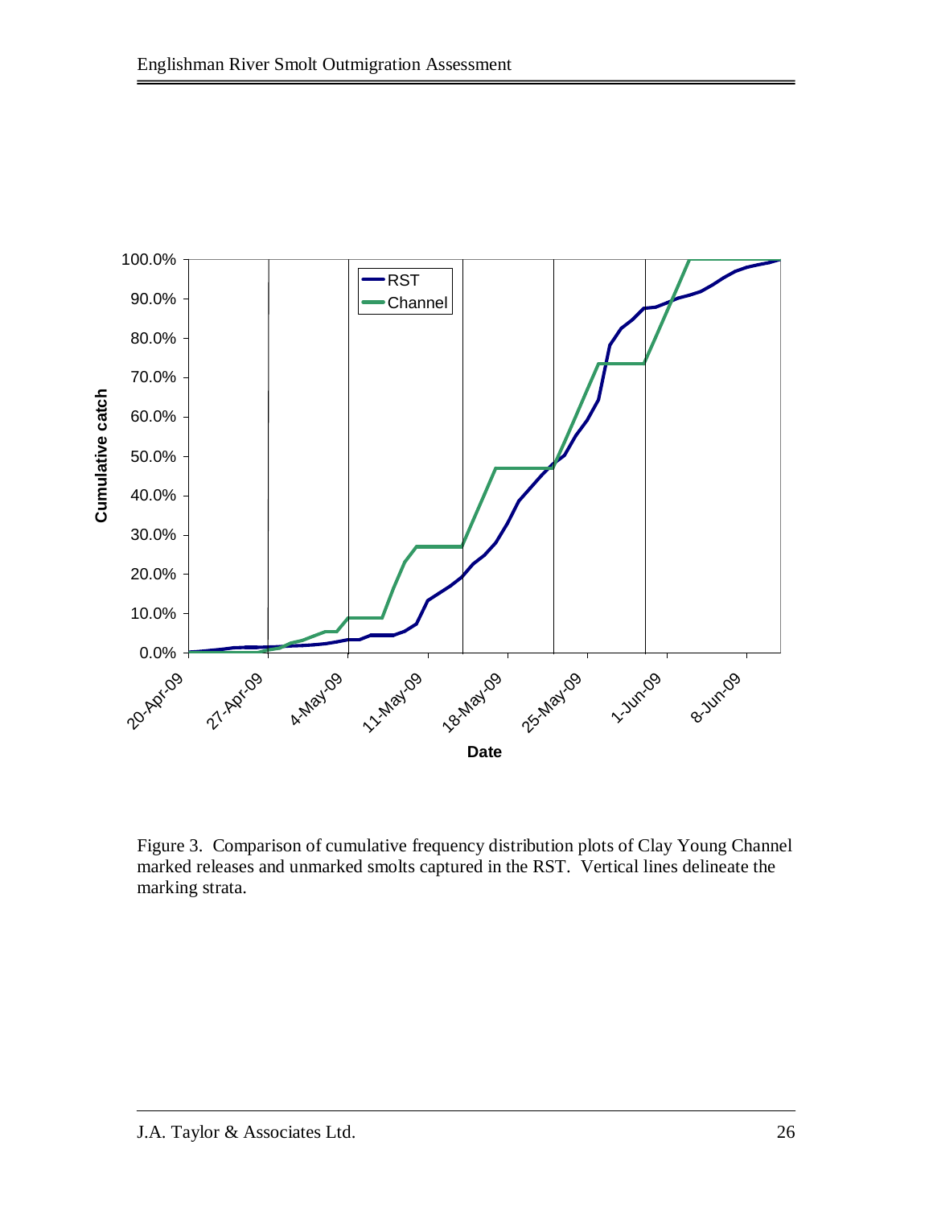Figure 3. Comparison of cumulative frequency distribution plots of Clay Young Channel marked releases and unmarked smolts captured in the RST. Vertical lines delineate the marking strata.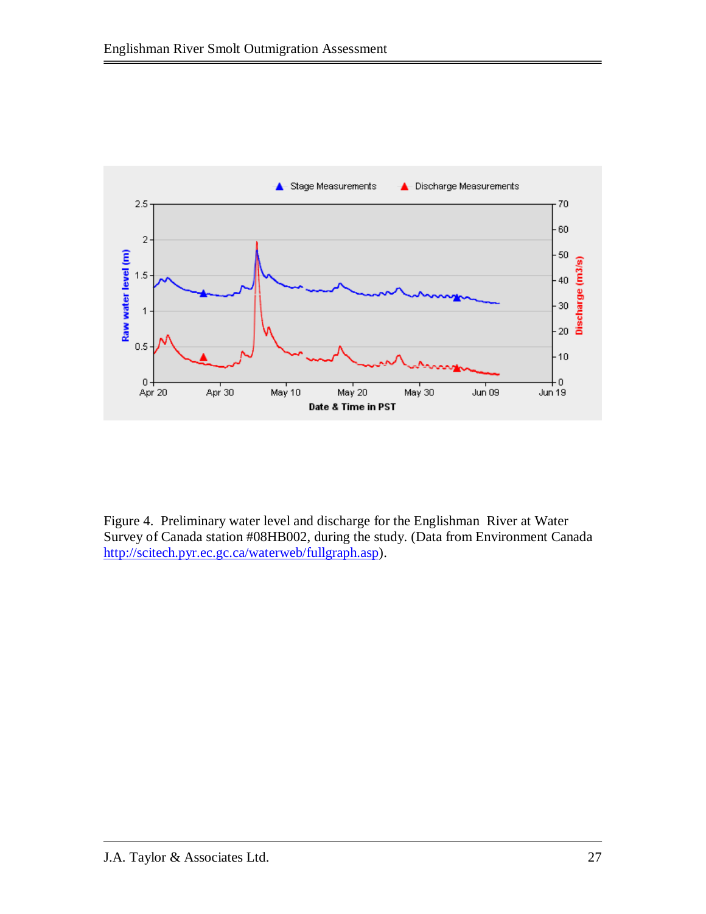Figure 4. Preliminary water level and discharge for the Englishman River at Water Survey of Canada station #08HB002, during the study. (Data from Environment Canada http://scitech.pyr.ec.gc.ca/waterweb/fullgraph.asp).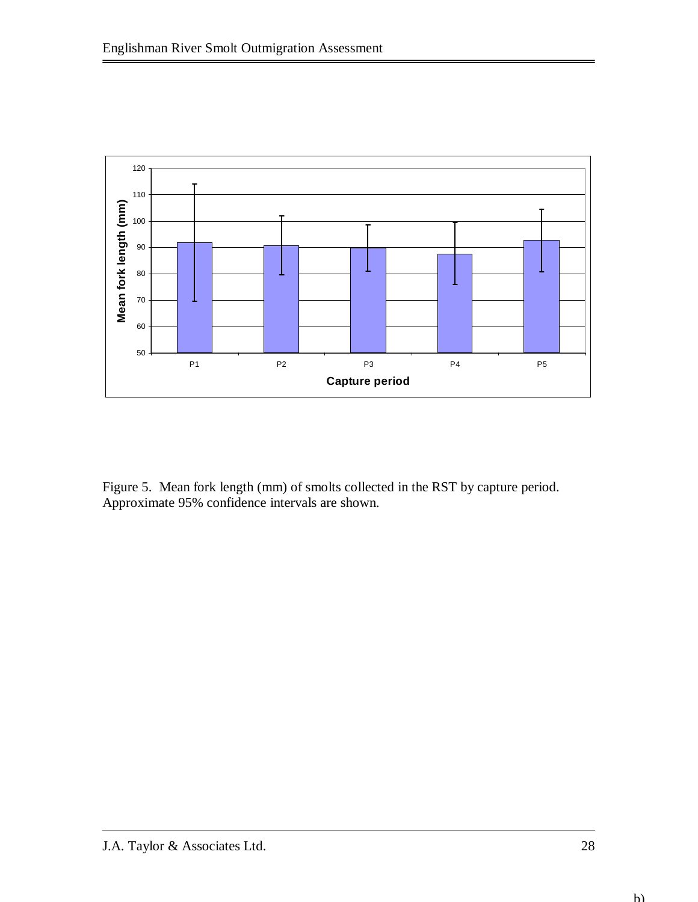Figure 5. Mean fork length (mm) of smolts collected in the RST by capture period. Approximate 95% confidence intervals are shown.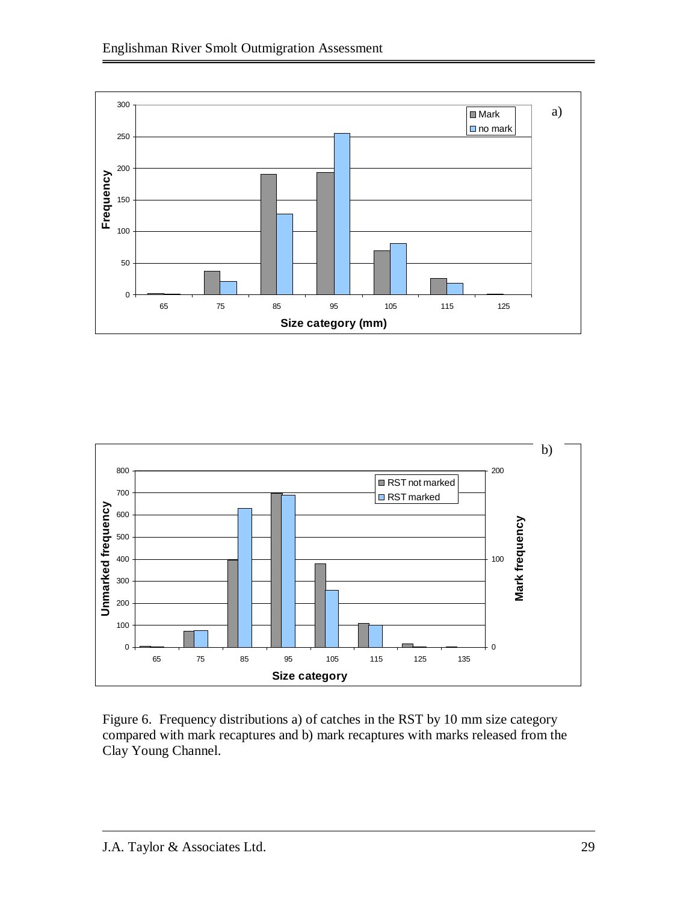Figure 6. Frequency distributions a) of catches in the RST by 10 mm size category compared with mark recaptures and b) mark recaptures with marks released from the Clay Young Channel.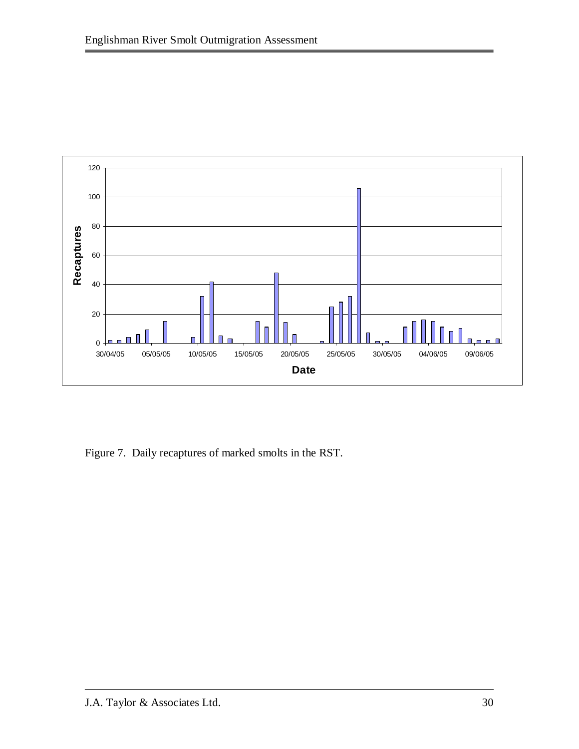Figure 7. Daily recaptures of marked smolts in the RST.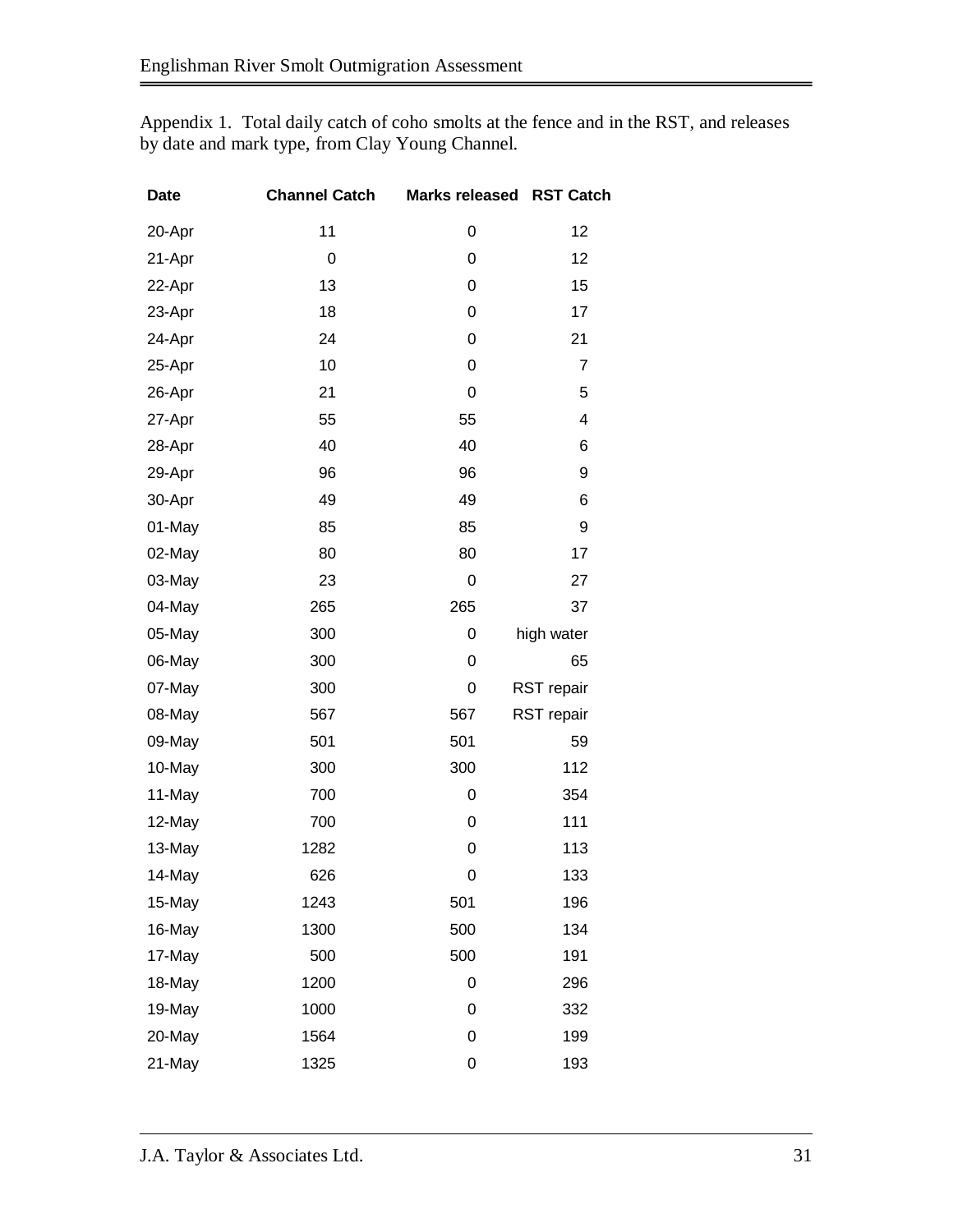Appendix 1. Total daily catch of coho smolts at the fence and in the RST, and releases by date and mark type, from Clay Young Channel.

| Date | Channel Catch | Marks released | RST Catch |
|---|---|---|---|
| 20-Apr | 11 | 0 | 12 |
| 21-Apr | 0 | 0 | 12 |
| 22-Apr | 13 | 0 | 15 |
| 23-Apr | 18 | 0 | 17 |
| 24-Apr | 24 | 0 | 21 |
| 25-Apr | 10 | 0 | 7 |
| 26-Apr | 21 | 0 | 5 |
| 27-Apr | 55 | 55 | 4 |
| 28-Apr | 40 | 40 | 6 |
| 29-Apr | 96 | 96 | 9 |
| 30-Apr | 49 | 49 | 6 |
| 01-May | 85 | 85 | 9 |
| 02-May | 80 | 80 | 17 |
| 03-May | 23 | 0 | 27 |
| 04-May | 265 | 265 | 37 |
| 05-May | 300 | 0 | high water |
| 06-May | 300 | 0 | 65 |
| 07-May | 300 | 0 | RST repair |
| 08-May | 567 | 567 | RST repair |
| 09-May | 501 | 501 | 59 |
| 10-May | 300 | 300 | 112 |
| 11-May | 700 | 0 | 354 |
| 12-May | 700 | 0 | 111 |
| 13-May | 1282 | 0 | 113 |
| 14-May | 626 | 0 | 133 |
| 15-May | 1243 | 501 | 196 |
| 16-May | 1300 | 500 | 134 |
| 17-May | 500 | 500 | 191 |
| 18-May | 1200 | 0 | 296 |
| 19-May | 1000 | 0 | 332 |
| 20-May | 1564 | 0 | 199 |
| 21-May | 1325 | 0 | 193 |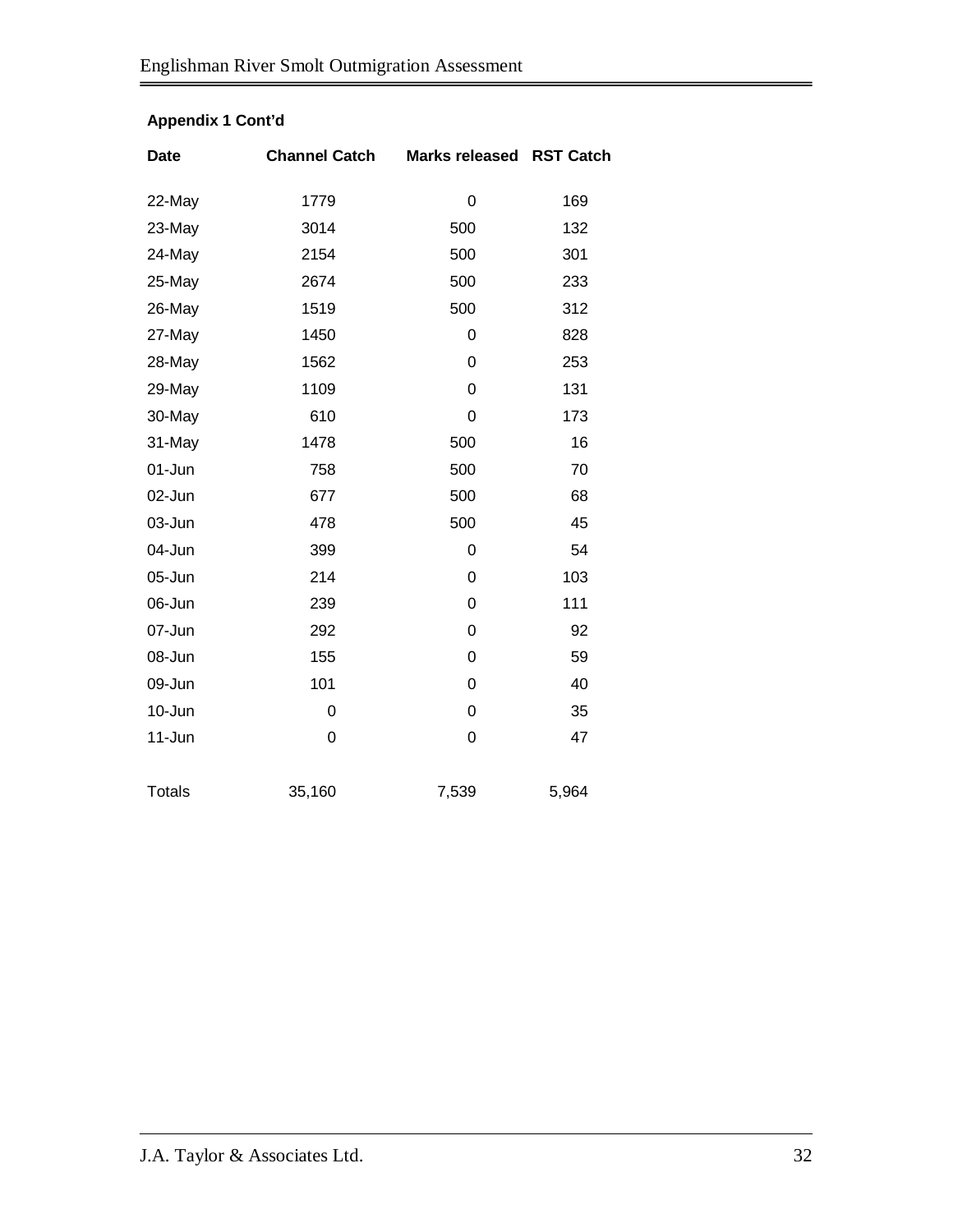**Appendix 1 Cont'd**

| Date | Channel Catch | Marks released | RST Catch |
|---|---|---|---|
| 22-May | 1779 | 0 | 169 |
| 23-May | 3014 | 500 | 132 |
| 24-May | 2154 | 500 | 301 |
| 25-May | 2674 | 500 | 233 |
| 26-May | 1519 | 500 | 312 |
| 27-May | 1450 | 0 | 828 |
| 28-May | 1562 | 0 | 253 |
| 29-May | 1109 | 0 | 131 |
| 30-May | 610 | 0 | 173 |
| 31-May | 1478 | 500 | 16 |
| 01-Jun | 758 | 500 | 70 |
| 02-Jun | 677 | 500 | 68 |
| 03-Jun | 478 | 500 | 45 |
| 04-Jun | 399 | 0 | 54 |
| 05-Jun | 214 | 0 | 103 |
| 06-Jun | 239 | 0 | 111 |
| 07-Jun | 292 | 0 | 92 |
| 08-Jun | 155 | 0 | 59 |
| 09-Jun | 101 | 0 | 40 |
| 10-Jun | 0 | 0 | 35 |
| 11-Jun | 0 | 0 | 47 |
| Totals | 35,160 | 7,539 | 5,964 |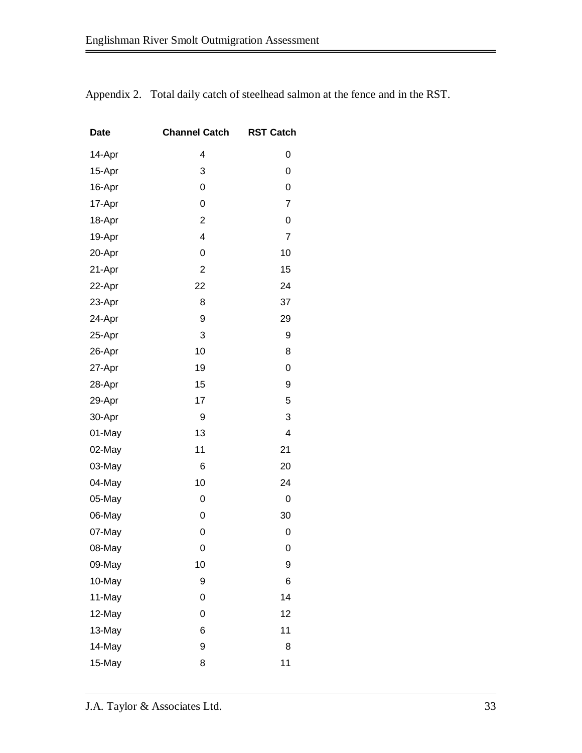Appendix 2. Total daily catch of steelhead salmon at the fence and in the RST.

| Date | Channel Catch | RST Catch |
|---|---|---|
| 14-Apr | 4 | 0 |
| 15-Apr | 3 | 0 |
| 16-Apr | 0 | 0 |
| 17-Apr | 0 | 7 |
| 18-Apr | 2 | 0 |
| 19-Apr | 4 | 7 |
| 20-Apr | 0 | 10 |
| 21-Apr | 2 | 15 |
| 22-Apr | 22 | 24 |
| 23-Apr | 8 | 37 |
| 24-Apr | 9 | 29 |
| 25-Apr | 3 | 9 |
| 26-Apr | 10 | 8 |
| 27-Apr | 19 | 0 |
| 28-Apr | 15 | 9 |
| 29-Apr | 17 | 5 |
| 30-Apr | 9 | 3 |
| 01-May | 13 | 4 |
| 02-May | 11 | 21 |
| 03-May | 6 | 20 |
| 04-May | 10 | 24 |
| 05-May | 0 | 0 |
| 06-May | 0 | 30 |
| 07-May | 0 | 0 |
| 08-May | 0 | 0 |
| 09-May | 10 | 9 |
| 10-May | 9 | 6 |
| 11-May | 0 | 14 |
| 12-May | 0 | 12 |
| 13-May | 6 | 11 |
| 14-May | 9 | 8 |
| 15-May | 8 | 11 |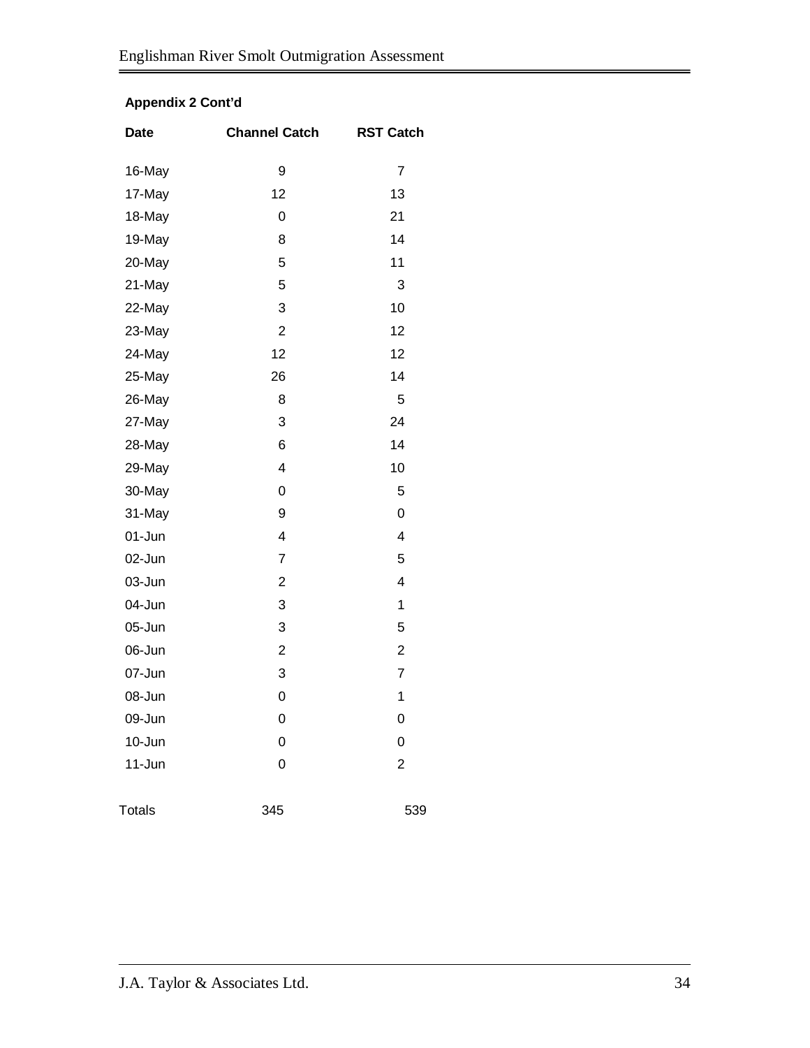**Appendix 2 Cont'd**

| Date | Channel Catch | RST Catch |
|---|---|---|
| 16-May | 9 | 7 |
| 17-May | 12 | 13 |
| 18-May | 0 | 21 |
| 19-May | 8 | 14 |
| 20-May | 5 | 11 |
| 21-May | 5 | 3 |
| 22-May | 3 | 10 |
| 23-May | 2 | 12 |
| 24-May | 12 | 12 |
| 25-May | 26 | 14 |
| 26-May | 8 | 5 |
| 27-May | 3 | 24 |
| 28-May | 6 | 14 |
| 29-May | 4 | 10 |
| 30-May | 0 | 5 |
| 31-May | 9 | 0 |
| 01-Jun | 4 | 4 |
| 02-Jun | 7 | 5 |
| 03-Jun | 2 | 4 |
| 04-Jun | 3 | 1 |
| 05-Jun | 3 | 5 |
| 06-Jun | 2 | 2 |
| 07-Jun | 3 | 7 |
| 08-Jun | 0 | 1 |
| 09-Jun | 0 | 0 |
| 10-Jun | 0 | 0 |
| 11-Jun | 0 | 2 |
| Totals | 345 | 539 |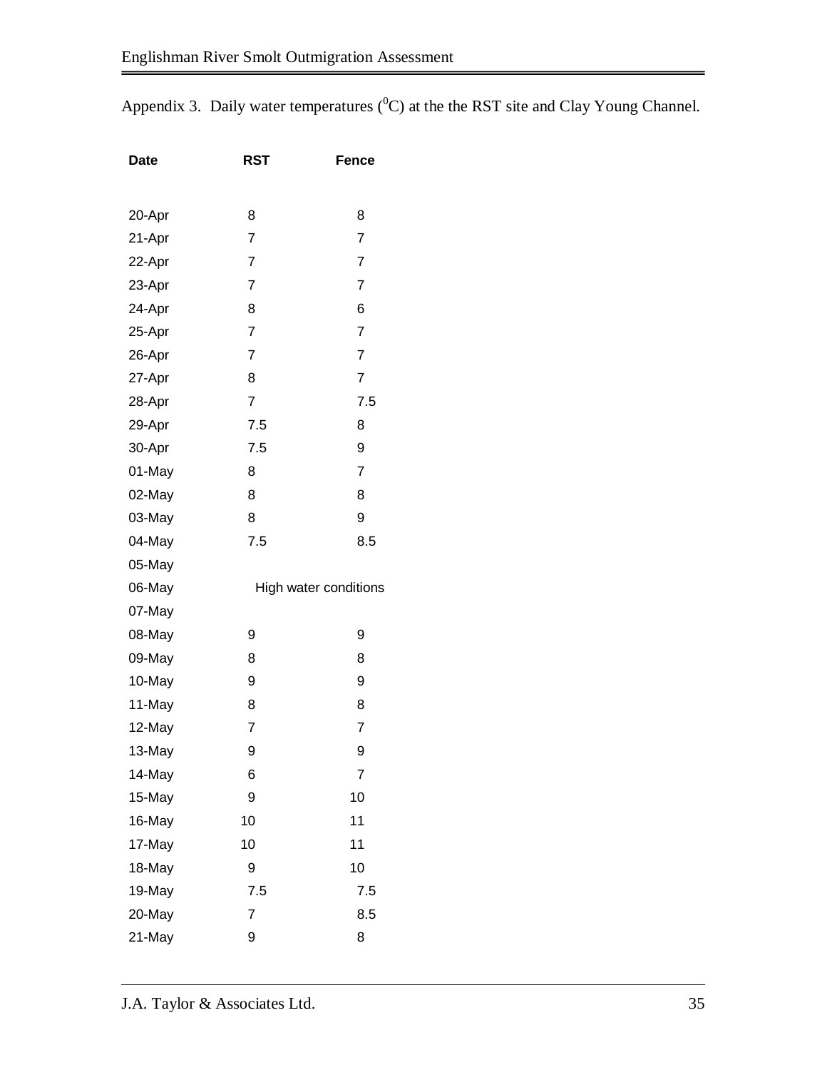Appendix 3. Daily water temperatures ($^{0}$C) at the the RST site and Clay Young Channel.

| Date | RST | Fence |
|---|---|---|
| 20-Apr | 8 | 8 |
| 21-Apr | 7 | 7 |
| 22-Apr | 7 | 7 |
| 23-Apr | 7 | 7 |
| 24-Apr | 8 | 6 |
| 25-Apr | 7 | 7 |
| 26-Apr | 7 | 7 |
| 27-Apr | 8 | 7 |
| 28-Apr | 7 | 7.5 |
| 29-Apr | 7.5 | 8 |
| 30-Apr | 7.5 | 9 |
| 01-May | 8 | 7 |
| 02-May | 8 | 8 |
| 03-May | 8 | 9 |
| 04-May | 7.5 | 8.5 |
| 05-May | | |
| 06-May | High water conditions | |
| 07-May | | |
| 08-May | 9 | 9 |
| 09-May | 8 | 8 |
| 10-May | 9 | 9 |
| 11-May | 8 | 8 |
| 12-May | 7 | 7 |
| 13-May | 9 | 9 |
| 14-May | 6 | 7 |
| 15-May | 9 | 10 |
| 16-May | 10 | 11 |
| 17-May | 10 | 11 |
| 18-May | 9 | 10 |
| 19-May | 7.5 | 7.5 |
| 20-May | 7 | 8.5 |
| 21-May | 9 | 8 |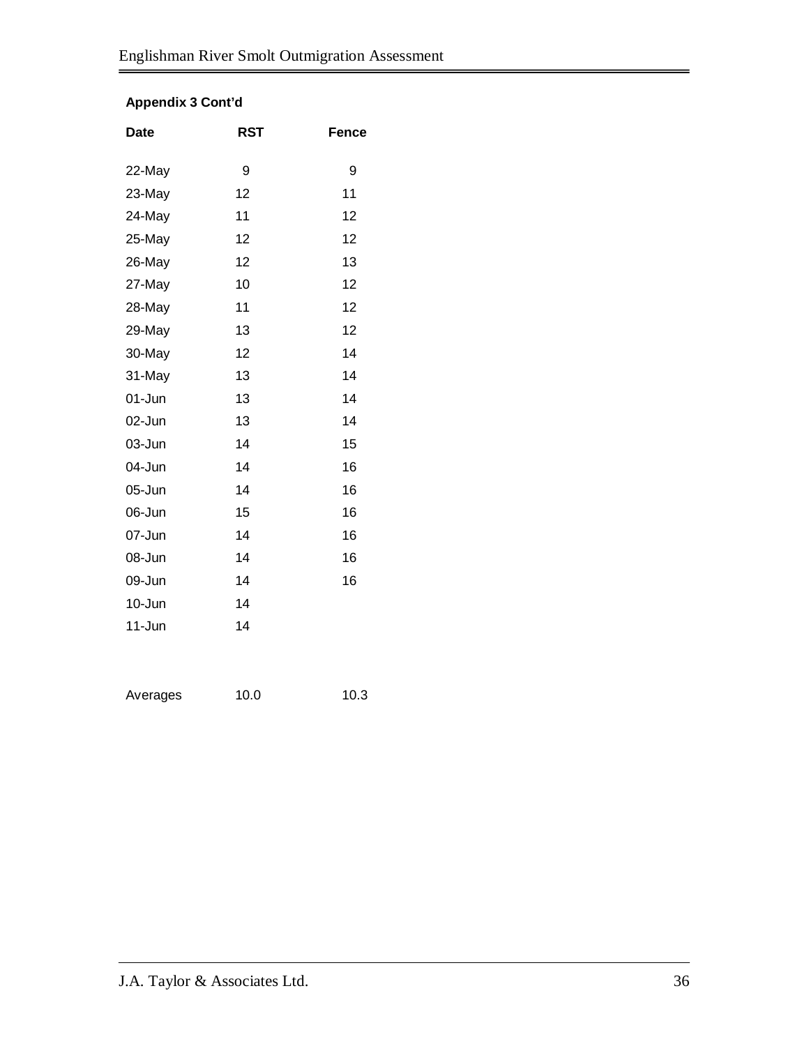**Appendix 3 Cont'd**

| Date | RST | Fence |
|---|---|---|
| 22-May | 9 | 9 |
| 23-May | 12 | 11 |
| 24-May | 11 | 12 |
| 25-May | 12 | 12 |
| 26-May | 12 | 13 |
| 27-May | 10 | 12 |
| 28-May | 11 | 12 |
| 29-May | 13 | 12 |
| 30-May | 12 | 14 |
| 31-May | 13 | 14 |
| 01-Jun | 13 | 14 |
| 02-Jun | 13 | 14 |
| 03-Jun | 14 | 15 |
| 04-Jun | 14 | 16 |
| 05-Jun | 14 | 16 |
| 06-Jun | 15 | 16 |
| 07-Jun | 14 | 16 |
| 08-Jun | 14 | 16 |
| 09-Jun | 14 | 16 |
| 10-Jun | 14 | |
| 11-Jun | 14 | |
| | | |
| Averages | 10.0 | 10.3 |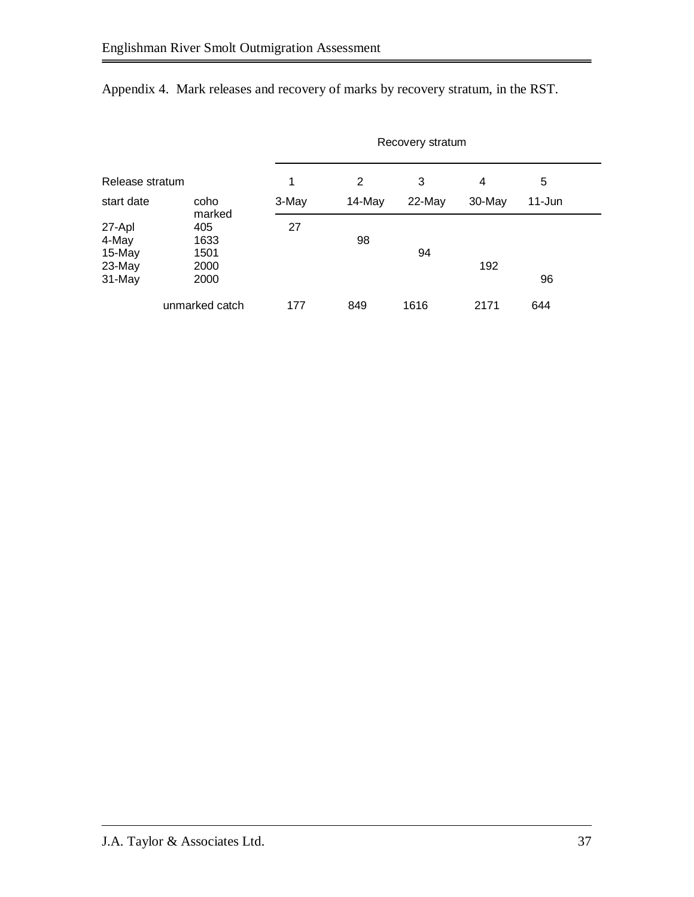Appendix 4. Mark releases and recovery of marks by recovery stratum, in the RST.

| | | Recovery stratum | | | | |
|---|---|---|---|---|---|---|
| Release stratum | | 1 | 2 | 3 | 4 | 5 |
| start date | coho marked | 3-May | 14-May | 22-May | 30-May | 11-Jun |
| 27-Apl | 405 | 27 | | | | |
| 4-May | 1633 | | 98 | | | |
| 15-May | 1501 | | | 94 | | |
| 23-May | 2000 | | | | 192 | |
| 31-May | 2000 | | | | | 96 |
| | unmarked catch | 177 | 849 | 1616 | 2171 | 644 |